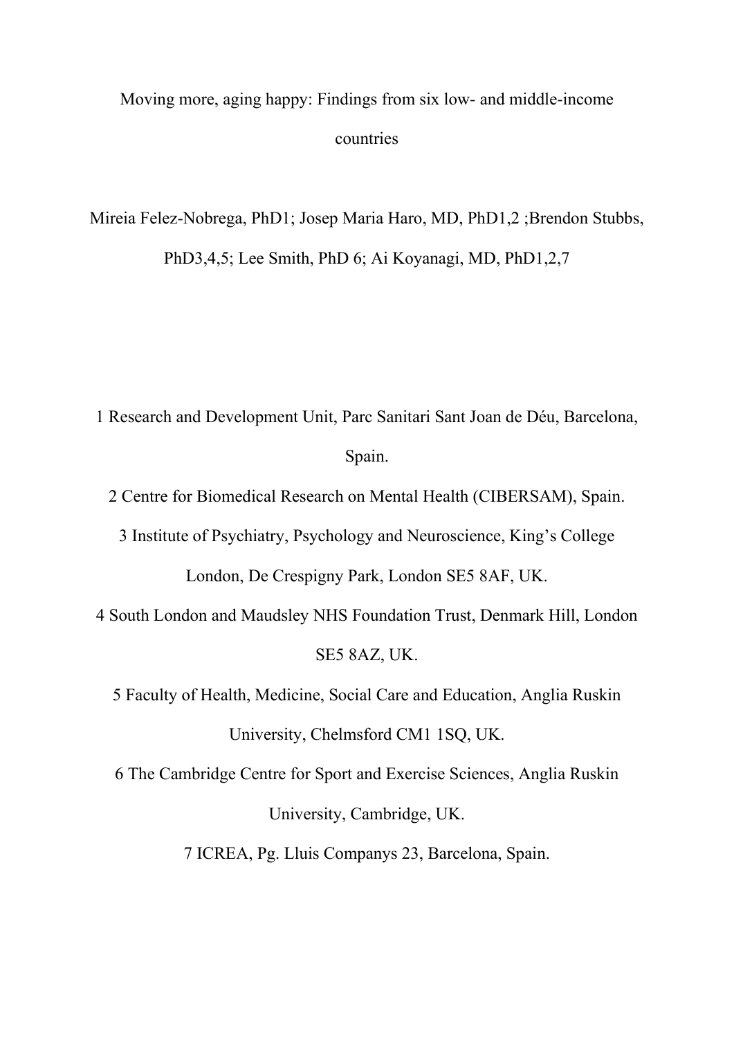# Moving more, aging happy: Findings from six low- and middle-income countries

Mireia Felez-Nobrega, PhD[1]; Josep Maria Haro, MD, PhD[1,2] ;Brendon Stubbs, PhD[3,4,5]; Lee Smith, PhD [6]; Ai Koyanagi, MD, PhD[1,2,7]

1 Research and Development Unit, Parc Sanitari Sant Joan de Déu, Barcelona, Spain.

2 Centre for Biomedical Research on Mental Health (CIBERSAM), Spain.

3 Institute of Psychiatry, Psychology and Neuroscience, King's College London, De Crespigny Park, London SE5 8AF, UK.

4 South London and Maudsley NHS Foundation Trust, Denmark Hill, London SE5 8AZ, UK.

5 Faculty of Health, Medicine, Social Care and Education, Anglia Ruskin University, Chelmsford CM1 1SQ, UK.

6 The Cambridge Centre for Sport and Exercise Sciences, Anglia Ruskin University, Cambridge, UK.

7 ICREA, Pg. Lluis Companys 23, Barcelona, Spain.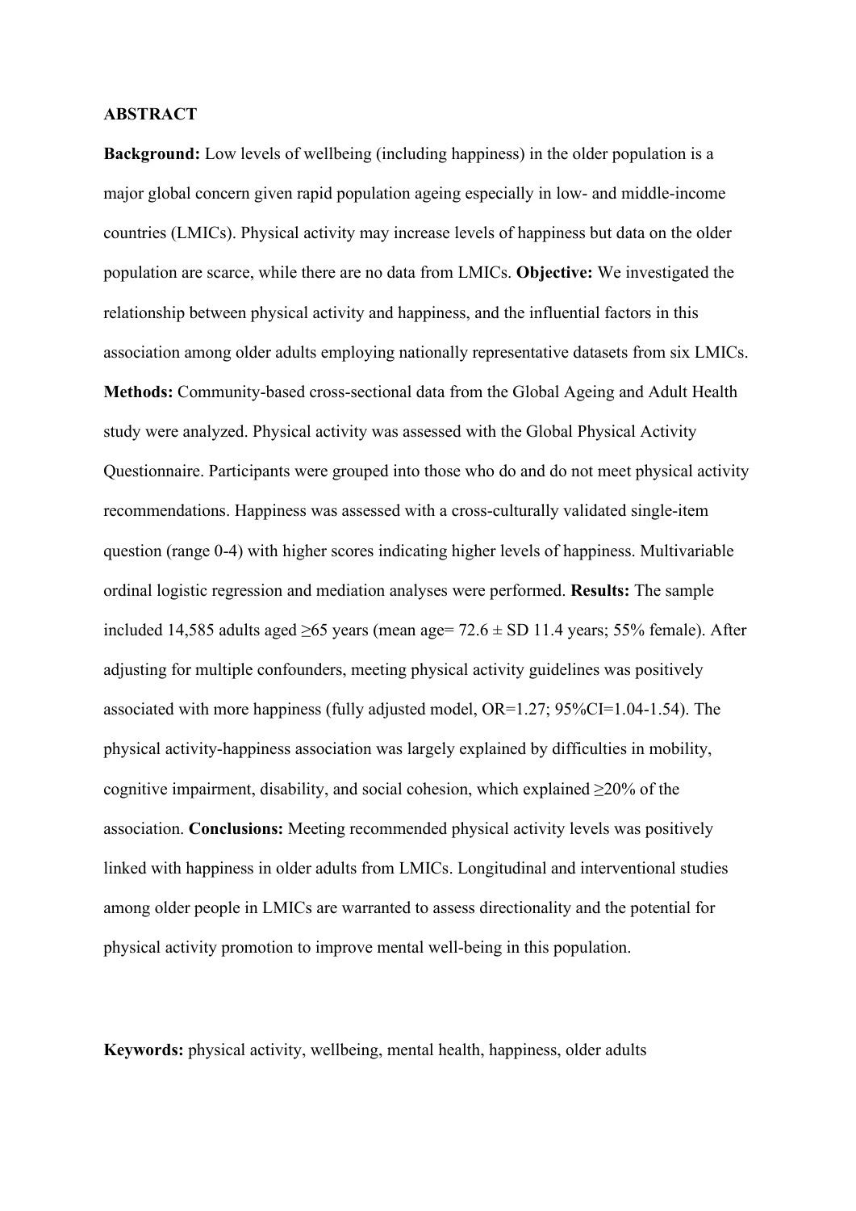## ABSTRACT

**Background:** Low levels of wellbeing (including happiness) in the older population is a major global concern given rapid population ageing especially in low- and middle-income countries (LMICs). Physical activity may increase levels of happiness but data on the older population are scarce, while there are no data from LMICs. **Objective:** We investigated the relationship between physical activity and happiness, and the influential factors in this association among older adults employing nationally representative datasets from six LMICs. **Methods:** Community-based cross-sectional data from the Global Ageing and Adult Health study were analyzed. Physical activity was assessed with the Global Physical Activity Questionnaire. Participants were grouped into those who do and do not meet physical activity recommendations. Happiness was assessed with a cross-culturally validated single-item question (range 0-4) with higher scores indicating higher levels of happiness. Multivariable ordinal logistic regression and mediation analyses were performed. **Results:** The sample included 14,585 adults aged ≥65 years (mean age= 72.6 ± SD 11.4 years; 55% female). After adjusting for multiple confounders, meeting physical activity guidelines was positively associated with more happiness (fully adjusted model, OR=1.27; 95%CI=1.04-1.54). The physical activity-happiness association was largely explained by difficulties in mobility, cognitive impairment, disability, and social cohesion, which explained ≥20% of the association. **Conclusions:** Meeting recommended physical activity levels was positively linked with happiness in older adults from LMICs. Longitudinal and interventional studies among older people in LMICs are warranted to assess directionality and the potential for physical activity promotion to improve mental well-being in this population.

**Keywords:** physical activity, wellbeing, mental health, happiness, older adults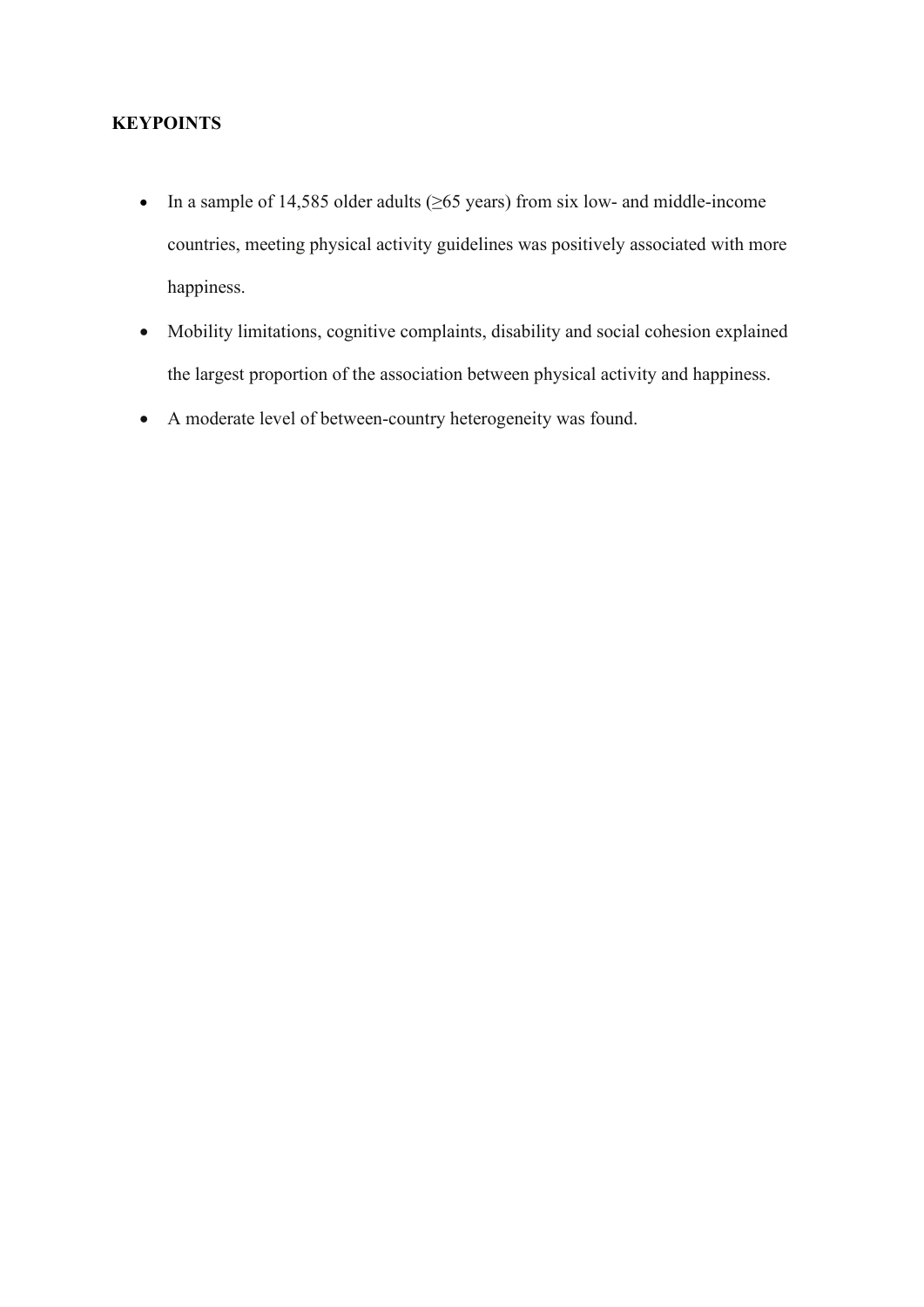**KEYPOINTS**

- In a sample of 14,585 older adults (≥65 years) from six low- and middle-income countries, meeting physical activity guidelines was positively associated with more happiness.
- Mobility limitations, cognitive complaints, disability and social cohesion explained the largest proportion of the association between physical activity and happiness.
- A moderate level of between-country heterogeneity was found.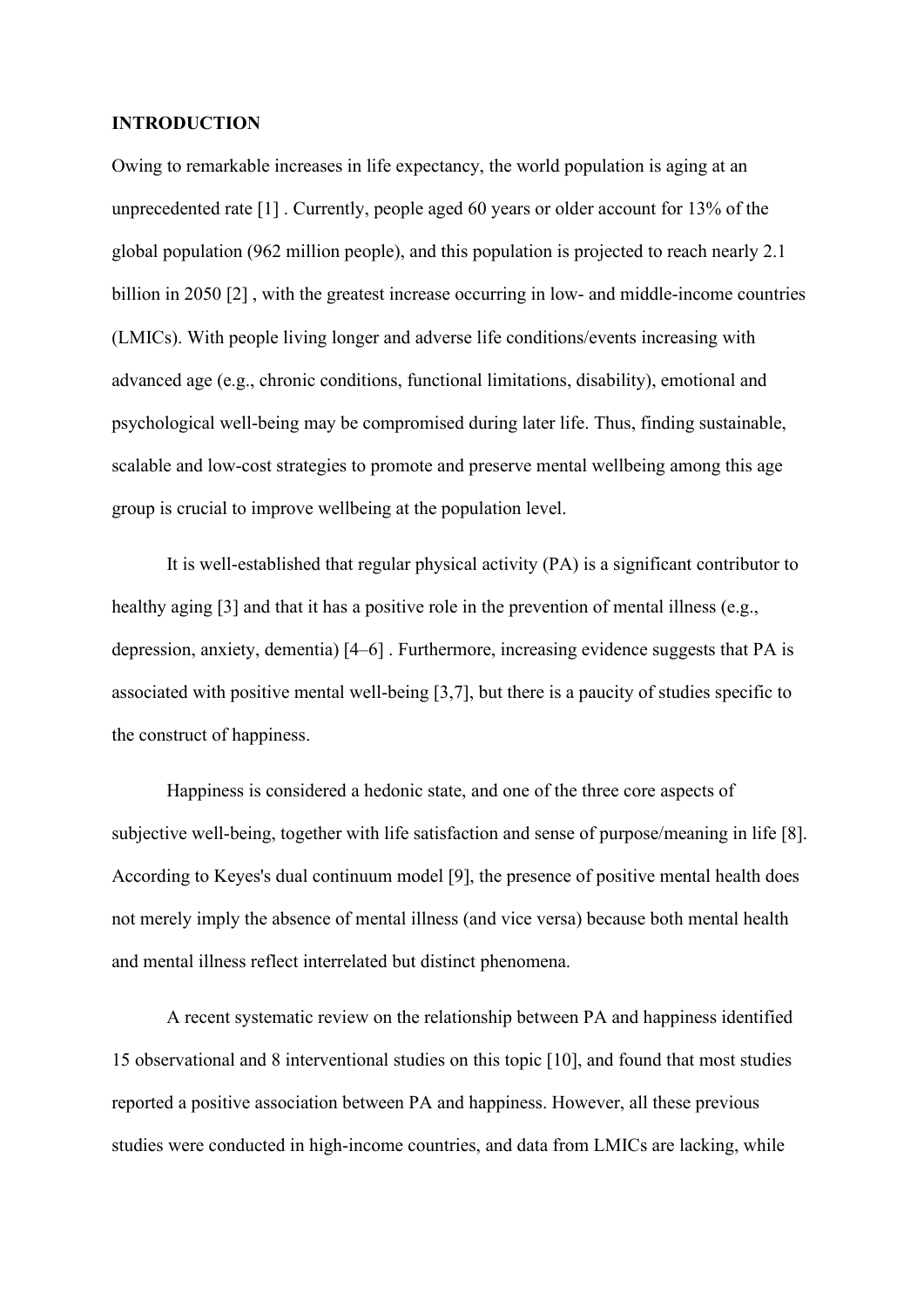## INTRODUCTION

Owing to remarkable increases in life expectancy, the world population is aging at an unprecedented rate [1] . Currently, people aged 60 years or older account for 13% of the global population (962 million people), and this population is projected to reach nearly 2.1 billion in 2050 [2] , with the greatest increase occurring in low- and middle-income countries (LMICs). With people living longer and adverse life conditions/events increasing with advanced age (e.g., chronic conditions, functional limitations, disability), emotional and psychological well-being may be compromised during later life. Thus, finding sustainable, scalable and low-cost strategies to promote and preserve mental wellbeing among this age group is crucial to improve wellbeing at the population level.

It is well-established that regular physical activity (PA) is a significant contributor to healthy aging [3] and that it has a positive role in the prevention of mental illness (e.g., depression, anxiety, dementia) [4–6] . Furthermore, increasing evidence suggests that PA is associated with positive mental well-being [3,7], but there is a paucity of studies specific to the construct of happiness.

Happiness is considered a hedonic state, and one of the three core aspects of subjective well-being, together with life satisfaction and sense of purpose/meaning in life [8]. According to Keyes's dual continuum model [9], the presence of positive mental health does not merely imply the absence of mental illness (and vice versa) because both mental health and mental illness reflect interrelated but distinct phenomena.

A recent systematic review on the relationship between PA and happiness identified 15 observational and 8 interventional studies on this topic [10], and found that most studies reported a positive association between PA and happiness. However, all these previous studies were conducted in high-income countries, and data from LMICs are lacking, while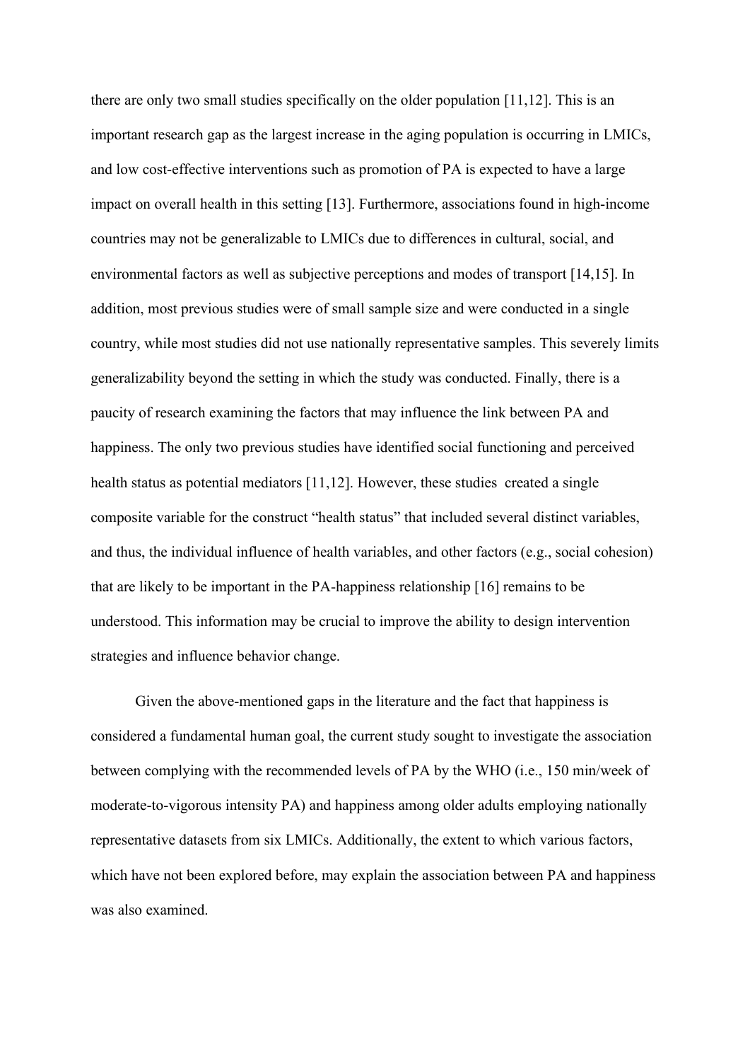there are only two small studies specifically on the older population [11,12]. This is an important research gap as the largest increase in the aging population is occurring in LMICs, and low cost-effective interventions such as promotion of PA is expected to have a large impact on overall health in this setting [13]. Furthermore, associations found in high-income countries may not be generalizable to LMICs due to differences in cultural, social, and environmental factors as well as subjective perceptions and modes of transport [14,15]. In addition, most previous studies were of small sample size and were conducted in a single country, while most studies did not use nationally representative samples. This severely limits generalizability beyond the setting in which the study was conducted. Finally, there is a paucity of research examining the factors that may influence the link between PA and happiness. The only two previous studies have identified social functioning and perceived health status as potential mediators [11,12]. However, these studies created a single composite variable for the construct "health status" that included several distinct variables, and thus, the individual influence of health variables, and other factors (e.g., social cohesion) that are likely to be important in the PA-happiness relationship [16] remains to be understood. This information may be crucial to improve the ability to design intervention strategies and influence behavior change.

Given the above-mentioned gaps in the literature and the fact that happiness is considered a fundamental human goal, the current study sought to investigate the association between complying with the recommended levels of PA by the WHO (i.e., 150 min/week of moderate-to-vigorous intensity PA) and happiness among older adults employing nationally representative datasets from six LMICs. Additionally, the extent to which various factors, which have not been explored before, may explain the association between PA and happiness was also examined.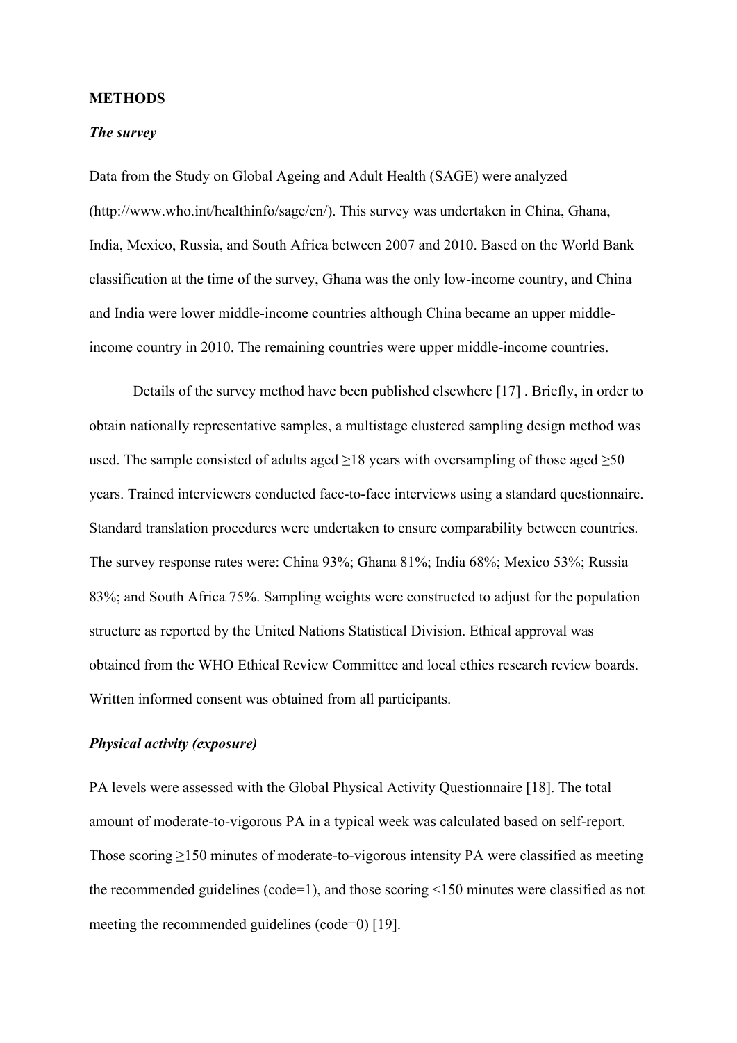## METHODS

### *The survey*

Data from the Study on Global Ageing and Adult Health (SAGE) were analyzed (http://www.who.int/healthinfo/sage/en/). This survey was undertaken in China, Ghana, India, Mexico, Russia, and South Africa between 2007 and 2010. Based on the World Bank classification at the time of the survey, Ghana was the only low-income country, and China and India were lower middle-income countries although China became an upper middle-income country in 2010. The remaining countries were upper middle-income countries.

Details of the survey method have been published elsewhere [17] . Briefly, in order to obtain nationally representative samples, a multistage clustered sampling design method was used. The sample consisted of adults aged ≥18 years with oversampling of those aged ≥50 years. Trained interviewers conducted face-to-face interviews using a standard questionnaire. Standard translation procedures were undertaken to ensure comparability between countries. The survey response rates were: China 93%; Ghana 81%; India 68%; Mexico 53%; Russia 83%; and South Africa 75%. Sampling weights were constructed to adjust for the population structure as reported by the United Nations Statistical Division. Ethical approval was obtained from the WHO Ethical Review Committee and local ethics research review boards. Written informed consent was obtained from all participants.

### *Physical activity (exposure)*

PA levels were assessed with the Global Physical Activity Questionnaire [18]. The total amount of moderate-to-vigorous PA in a typical week was calculated based on self-report. Those scoring ≥150 minutes of moderate-to-vigorous intensity PA were classified as meeting the recommended guidelines (code=1), and those scoring <150 minutes were classified as not meeting the recommended guidelines (code=0) [19].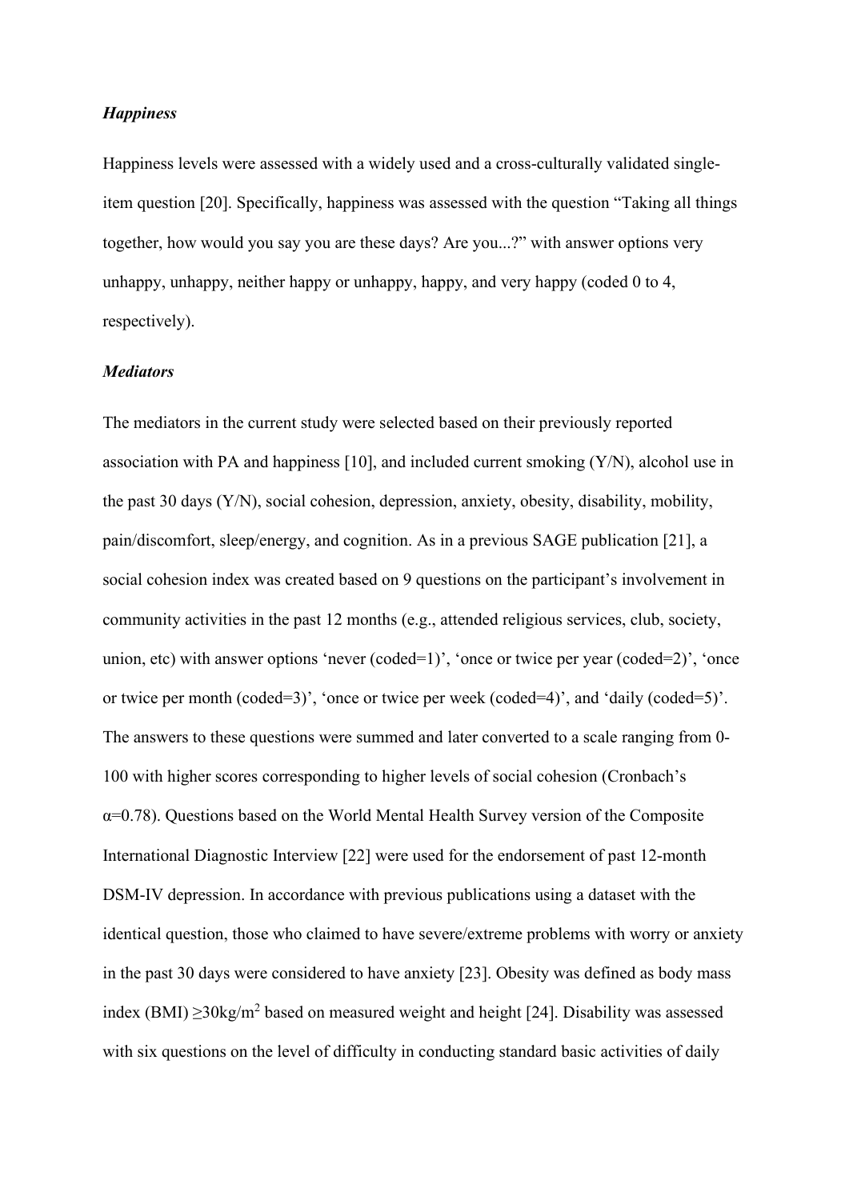### *Happiness*

Happiness levels were assessed with a widely used and a cross-culturally validated single-item question [20]. Specifically, happiness was assessed with the question "Taking all things together, how would you say you are these days? Are you...?" with answer options very unhappy, unhappy, neither happy or unhappy, happy, and very happy (coded 0 to 4, respectively).

### *Mediators*

The mediators in the current study were selected based on their previously reported association with PA and happiness [10], and included current smoking (Y/N), alcohol use in the past 30 days (Y/N), social cohesion, depression, anxiety, obesity, disability, mobility, pain/discomfort, sleep/energy, and cognition. As in a previous SAGE publication [21], a social cohesion index was created based on 9 questions on the participant's involvement in community activities in the past 12 months (e.g., attended religious services, club, society, union, etc) with answer options 'never (coded=1)', 'once or twice per year (coded=2)', 'once or twice per month (coded=3)', 'once or twice per week (coded=4)', and 'daily (coded=5)'. The answers to these questions were summed and later converted to a scale ranging from 0-100 with higher scores corresponding to higher levels of social cohesion (Cronbach's $\alpha$=0.78). Questions based on the World Mental Health Survey version of the Composite International Diagnostic Interview [22] were used for the endorsement of past 12-month DSM-IV depression. In accordance with previous publications using a dataset with the identical question, those who claimed to have severe/extreme problems with worry or anxiety in the past 30 days were considered to have anxiety [23]. Obesity was defined as body mass index (BMI) $\geq$30kg/m$^2$ based on measured weight and height [24]. Disability was assessed with six questions on the level of difficulty in conducting standard basic activities of daily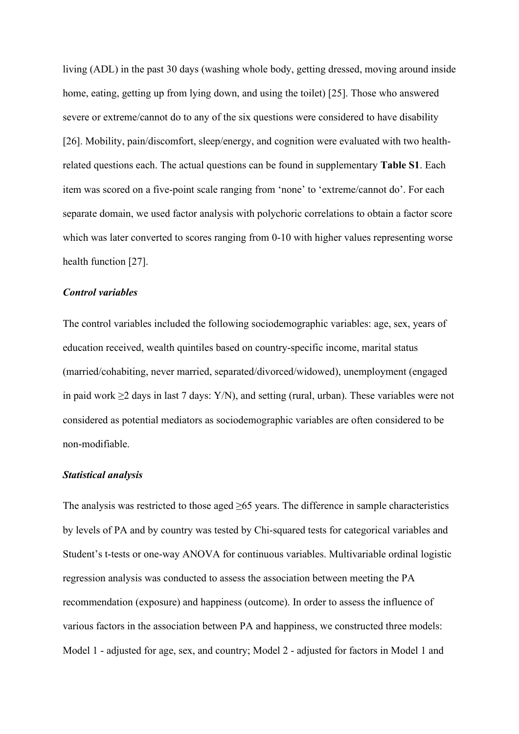living (ADL) in the past 30 days (washing whole body, getting dressed, moving around inside home, eating, getting up from lying down, and using the toilet) [25]. Those who answered severe or extreme/cannot do to any of the six questions were considered to have disability [26]. Mobility, pain/discomfort, sleep/energy, and cognition were evaluated with two health-related questions each. The actual questions can be found in supplementary **Table S1**. Each item was scored on a five-point scale ranging from 'none' to 'extreme/cannot do'. For each separate domain, we used factor analysis with polychoric correlations to obtain a factor score which was later converted to scores ranging from 0-10 with higher values representing worse health function [27].

### *Control variables*

The control variables included the following sociodemographic variables: age, sex, years of education received, wealth quintiles based on country-specific income, marital status (married/cohabiting, never married, separated/divorced/widowed), unemployment (engaged in paid work ≥2 days in last 7 days: Y/N), and setting (rural, urban). These variables were not considered as potential mediators as sociodemographic variables are often considered to be non-modifiable.

### *Statistical analysis*

The analysis was restricted to those aged ≥65 years. The difference in sample characteristics by levels of PA and by country was tested by Chi-squared tests for categorical variables and Student's t-tests or one-way ANOVA for continuous variables. Multivariable ordinal logistic regression analysis was conducted to assess the association between meeting the PA recommendation (exposure) and happiness (outcome). In order to assess the influence of various factors in the association between PA and happiness, we constructed three models: Model 1 - adjusted for age, sex, and country; Model 2 - adjusted for factors in Model 1 and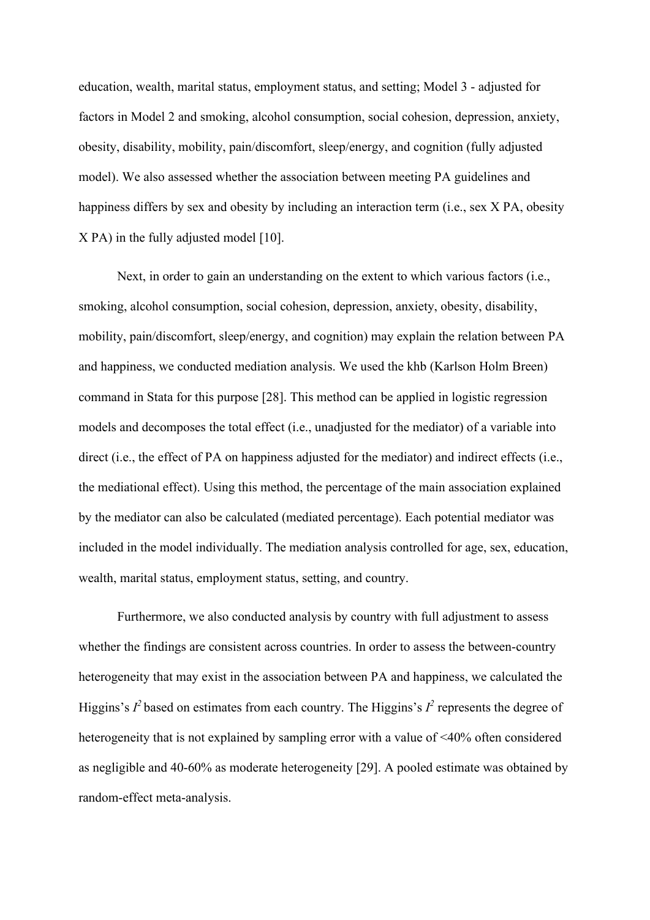education, wealth, marital status, employment status, and setting; Model 3 - adjusted for factors in Model 2 and smoking, alcohol consumption, social cohesion, depression, anxiety, obesity, disability, mobility, pain/discomfort, sleep/energy, and cognition (fully adjusted model). We also assessed whether the association between meeting PA guidelines and happiness differs by sex and obesity by including an interaction term (i.e., sex X PA, obesity X PA) in the fully adjusted model [10].

Next, in order to gain an understanding on the extent to which various factors (i.e., smoking, alcohol consumption, social cohesion, depression, anxiety, obesity, disability, mobility, pain/discomfort, sleep/energy, and cognition) may explain the relation between PA and happiness, we conducted mediation analysis. We used the khb (Karlson Holm Breen) command in Stata for this purpose [28]. This method can be applied in logistic regression models and decomposes the total effect (i.e., unadjusted for the mediator) of a variable into direct (i.e., the effect of PA on happiness adjusted for the mediator) and indirect effects (i.e., the mediational effect). Using this method, the percentage of the main association explained by the mediator can also be calculated (mediated percentage). Each potential mediator was included in the model individually. The mediation analysis controlled for age, sex, education, wealth, marital status, employment status, setting, and country.

Furthermore, we also conducted analysis by country with full adjustment to assess whether the findings are consistent across countries. In order to assess the between-country heterogeneity that may exist in the association between PA and happiness, we calculated the Higgins's $I^2$ based on estimates from each country. The Higgins's $I^2$ represents the degree of heterogeneity that is not explained by sampling error with a value of <40% often considered as negligible and 40-60% as moderate heterogeneity [29]. A pooled estimate was obtained by random-effect meta-analysis.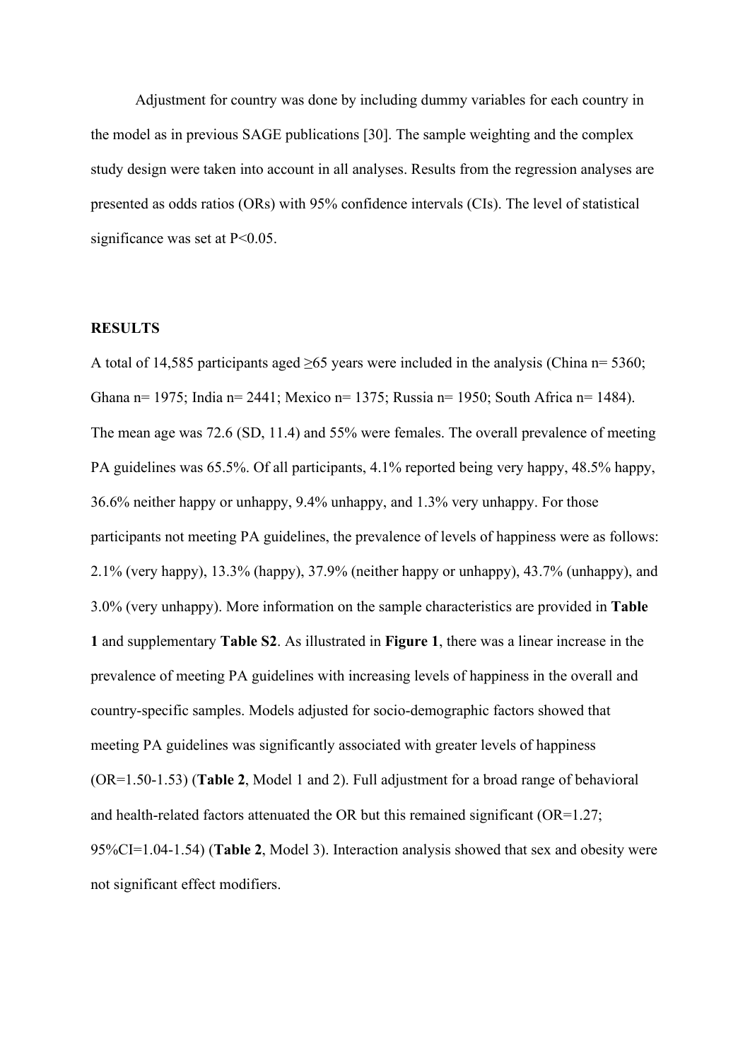Adjustment for country was done by including dummy variables for each country in the model as in previous SAGE publications [30]. The sample weighting and the complex study design were taken into account in all analyses. Results from the regression analyses are presented as odds ratios (ORs) with 95% confidence intervals (CIs). The level of statistical significance was set at $P<0.05$.

## RESULTS

A total of 14,585 participants aged ≥65 years were included in the analysis (China n= 5360; Ghana n= 1975; India n= 2441; Mexico n= 1375; Russia n= 1950; South Africa n= 1484). The mean age was 72.6 (SD, 11.4) and 55% were females. The overall prevalence of meeting PA guidelines was 65.5%. Of all participants, 4.1% reported being very happy, 48.5% happy, 36.6% neither happy or unhappy, 9.4% unhappy, and 1.3% very unhappy. For those participants not meeting PA guidelines, the prevalence of levels of happiness were as follows: 2.1% (very happy), 13.3% (happy), 37.9% (neither happy or unhappy), 43.7% (unhappy), and 3.0% (very unhappy). More information on the sample characteristics are provided in **Table 1** and supplementary **Table S2**. As illustrated in **Figure 1**, there was a linear increase in the prevalence of meeting PA guidelines with increasing levels of happiness in the overall and country-specific samples. Models adjusted for socio-demographic factors showed that meeting PA guidelines was significantly associated with greater levels of happiness (OR=1.50-1.53) (**Table 2**, Model 1 and 2). Full adjustment for a broad range of behavioral and health-related factors attenuated the OR but this remained significant (OR=1.27; 95%CI=1.04-1.54) (**Table 2**, Model 3). Interaction analysis showed that sex and obesity were not significant effect modifiers.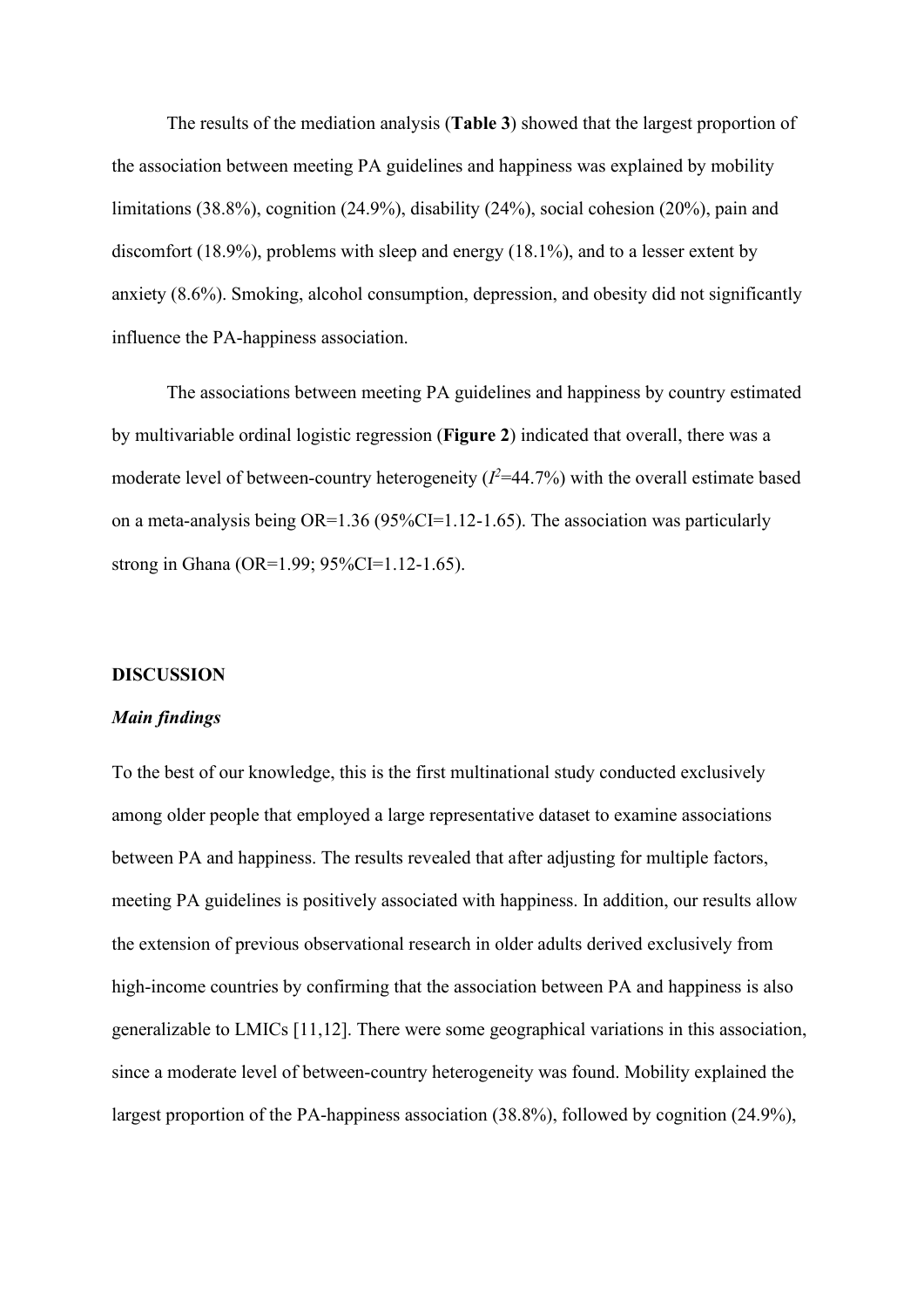The results of the mediation analysis (**Table 3**) showed that the largest proportion of the association between meeting PA guidelines and happiness was explained by mobility limitations (38.8%), cognition (24.9%), disability (24%), social cohesion (20%), pain and discomfort (18.9%), problems with sleep and energy (18.1%), and to a lesser extent by anxiety (8.6%). Smoking, alcohol consumption, depression, and obesity did not significantly influence the PA-happiness association.

The associations between meeting PA guidelines and happiness by country estimated by multivariable ordinal logistic regression (**Figure 2**) indicated that overall, there was a moderate level of between-country heterogeneity ($I^2$=44.7%) with the overall estimate based on a meta-analysis being OR=1.36 (95%CI=1.12-1.65). The association was particularly strong in Ghana (OR=1.99; 95%CI=1.12-1.65).

## DISCUSSION

### *Main findings*

To the best of our knowledge, this is the first multinational study conducted exclusively among older people that employed a large representative dataset to examine associations between PA and happiness. The results revealed that after adjusting for multiple factors, meeting PA guidelines is positively associated with happiness. In addition, our results allow the extension of previous observational research in older adults derived exclusively from high-income countries by confirming that the association between PA and happiness is also generalizable to LMICs [11,12]. There were some geographical variations in this association, since a moderate level of between-country heterogeneity was found. Mobility explained the largest proportion of the PA-happiness association (38.8%), followed by cognition (24.9%),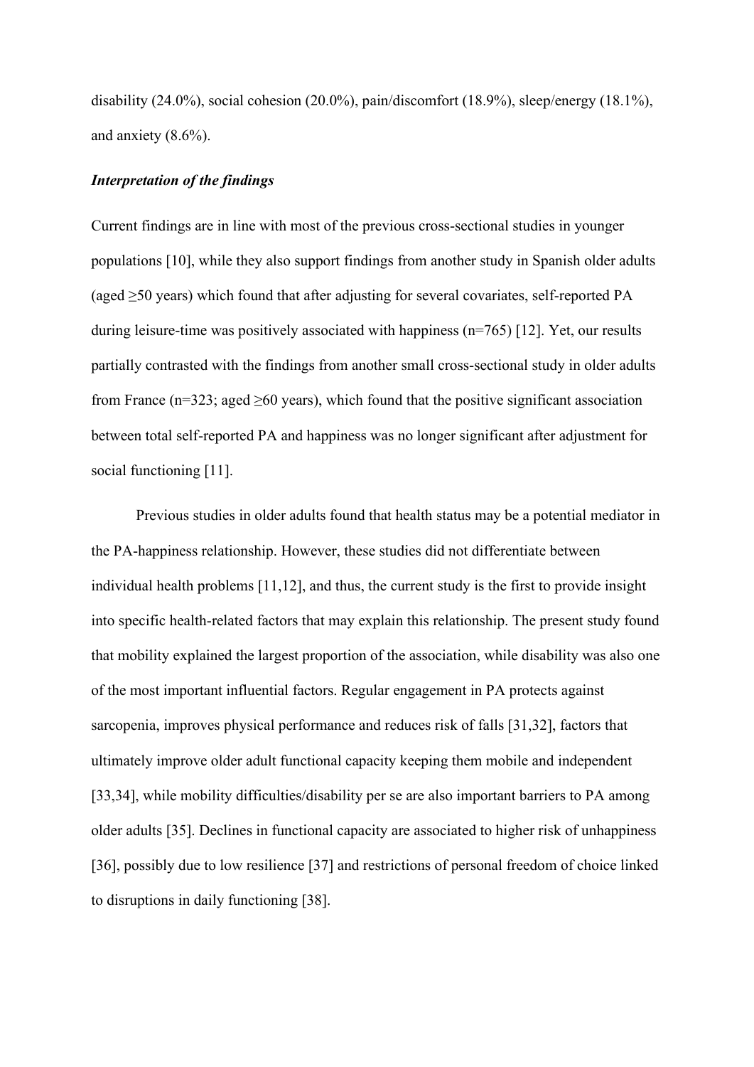disability (24.0%), social cohesion (20.0%), pain/discomfort (18.9%), sleep/energy (18.1%), and anxiety (8.6%).

***Interpretation of the findings***

Current findings are in line with most of the previous cross-sectional studies in younger populations [10], while they also support findings from another study in Spanish older adults (aged ≥50 years) which found that after adjusting for several covariates, self-reported PA during leisure-time was positively associated with happiness (n=765) [12]. Yet, our results partially contrasted with the findings from another small cross-sectional study in older adults from France (n=323; aged ≥60 years), which found that the positive significant association between total self-reported PA and happiness was no longer significant after adjustment for social functioning [11].

Previous studies in older adults found that health status may be a potential mediator in the PA-happiness relationship. However, these studies did not differentiate between individual health problems [11,12], and thus, the current study is the first to provide insight into specific health-related factors that may explain this relationship. The present study found that mobility explained the largest proportion of the association, while disability was also one of the most important influential factors. Regular engagement in PA protects against sarcopenia, improves physical performance and reduces risk of falls [31,32], factors that ultimately improve older adult functional capacity keeping them mobile and independent [33,34], while mobility difficulties/disability per se are also important barriers to PA among older adults [35]. Declines in functional capacity are associated to higher risk of unhappiness [36], possibly due to low resilience [37] and restrictions of personal freedom of choice linked to disruptions in daily functioning [38].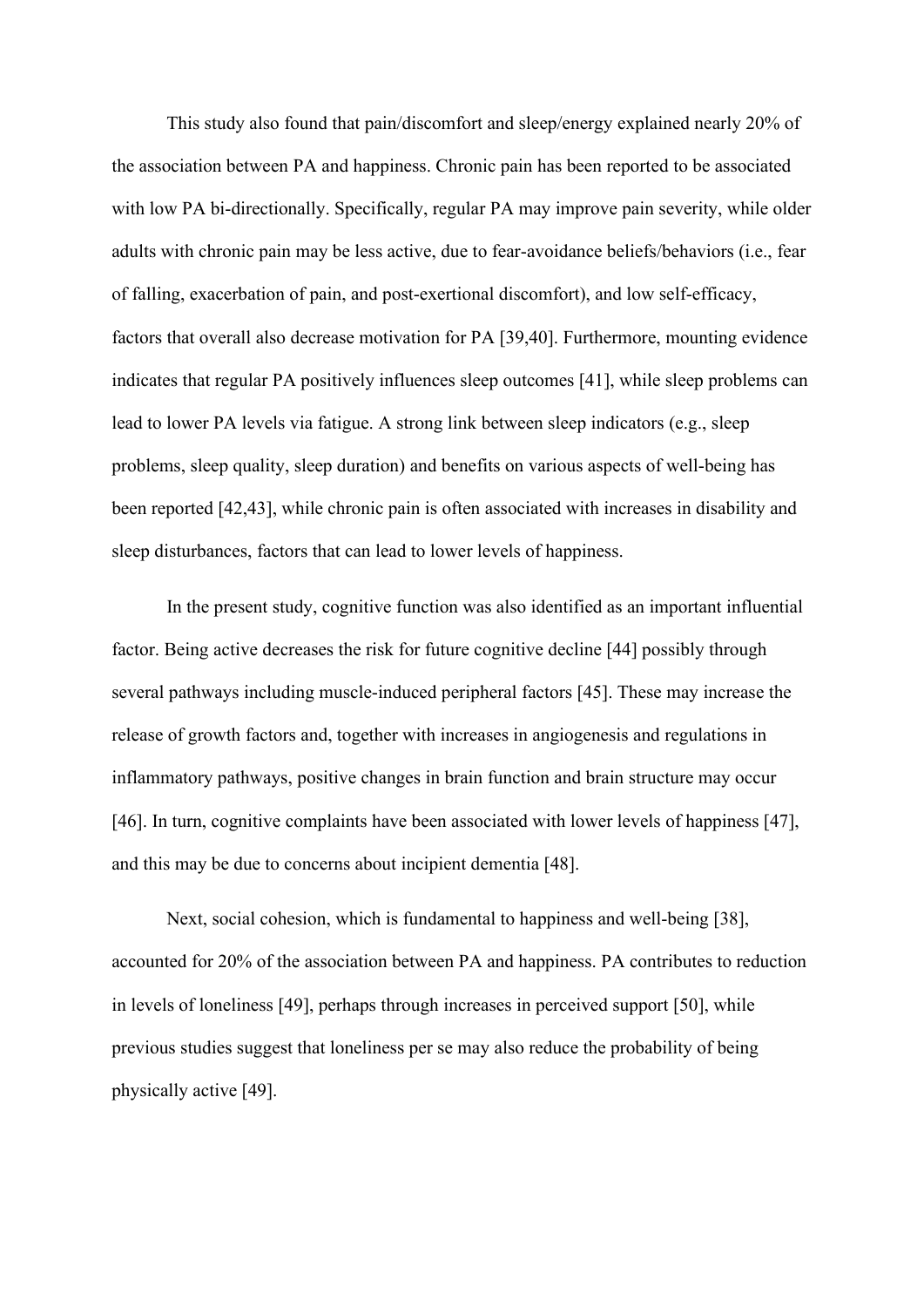This study also found that pain/discomfort and sleep/energy explained nearly 20% of the association between PA and happiness. Chronic pain has been reported to be associated with low PA bi-directionally. Specifically, regular PA may improve pain severity, while older adults with chronic pain may be less active, due to fear-avoidance beliefs/behaviors (i.e., fear of falling, exacerbation of pain, and post-exertional discomfort), and low self-efficacy, factors that overall also decrease motivation for PA [39,40]. Furthermore, mounting evidence indicates that regular PA positively influences sleep outcomes [41], while sleep problems can lead to lower PA levels via fatigue. A strong link between sleep indicators (e.g., sleep problems, sleep quality, sleep duration) and benefits on various aspects of well-being has been reported [42,43], while chronic pain is often associated with increases in disability and sleep disturbances, factors that can lead to lower levels of happiness.

In the present study, cognitive function was also identified as an important influential factor. Being active decreases the risk for future cognitive decline [44] possibly through several pathways including muscle-induced peripheral factors [45]. These may increase the release of growth factors and, together with increases in angiogenesis and regulations in inflammatory pathways, positive changes in brain function and brain structure may occur [46]. In turn, cognitive complaints have been associated with lower levels of happiness [47], and this may be due to concerns about incipient dementia [48].

Next, social cohesion, which is fundamental to happiness and well-being [38], accounted for 20% of the association between PA and happiness. PA contributes to reduction in levels of loneliness [49], perhaps through increases in perceived support [50], while previous studies suggest that loneliness per se may also reduce the probability of being physically active [49].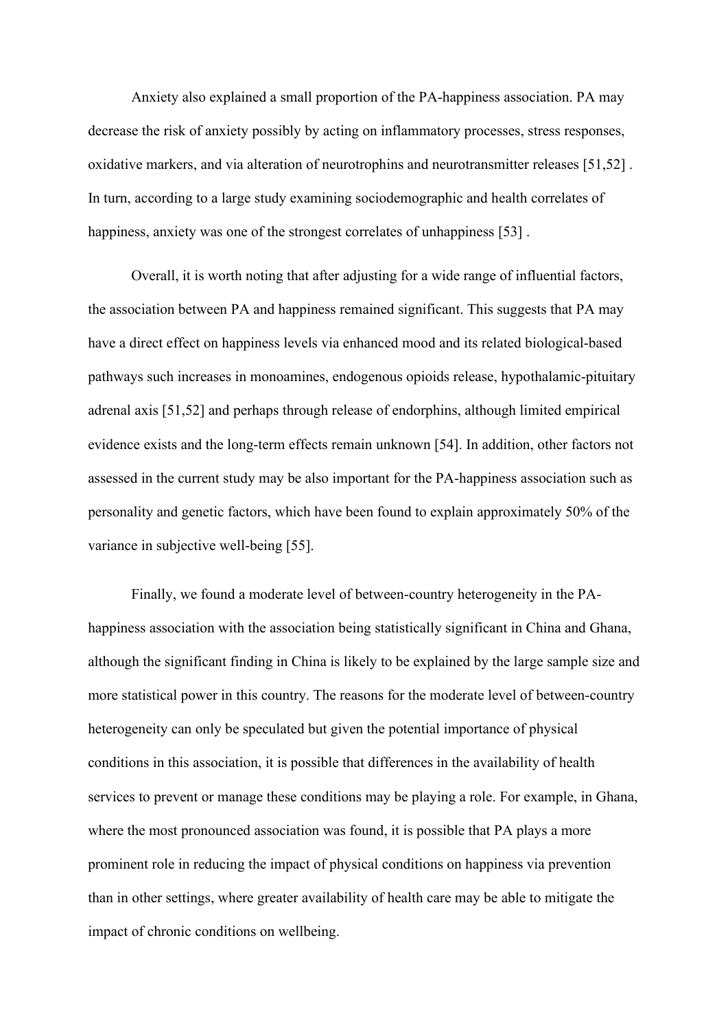Anxiety also explained a small proportion of the PA-happiness association. PA may decrease the risk of anxiety possibly by acting on inflammatory processes, stress responses, oxidative markers, and via alteration of neurotrophins and neurotransmitter releases [51,52] . In turn, according to a large study examining sociodemographic and health correlates of happiness, anxiety was one of the strongest correlates of unhappiness [53] .

Overall, it is worth noting that after adjusting for a wide range of influential factors, the association between PA and happiness remained significant. This suggests that PA may have a direct effect on happiness levels via enhanced mood and its related biological-based pathways such increases in monoamines, endogenous opioids release, hypothalamic-pituitary adrenal axis [51,52] and perhaps through release of endorphins, although limited empirical evidence exists and the long-term effects remain unknown [54]. In addition, other factors not assessed in the current study may be also important for the PA-happiness association such as personality and genetic factors, which have been found to explain approximately 50% of the variance in subjective well-being [55].

Finally, we found a moderate level of between-country heterogeneity in the PA-happiness association with the association being statistically significant in China and Ghana, although the significant finding in China is likely to be explained by the large sample size and more statistical power in this country. The reasons for the moderate level of between-country heterogeneity can only be speculated but given the potential importance of physical conditions in this association, it is possible that differences in the availability of health services to prevent or manage these conditions may be playing a role. For example, in Ghana, where the most pronounced association was found, it is possible that PA plays a more prominent role in reducing the impact of physical conditions on happiness via prevention than in other settings, where greater availability of health care may be able to mitigate the impact of chronic conditions on wellbeing.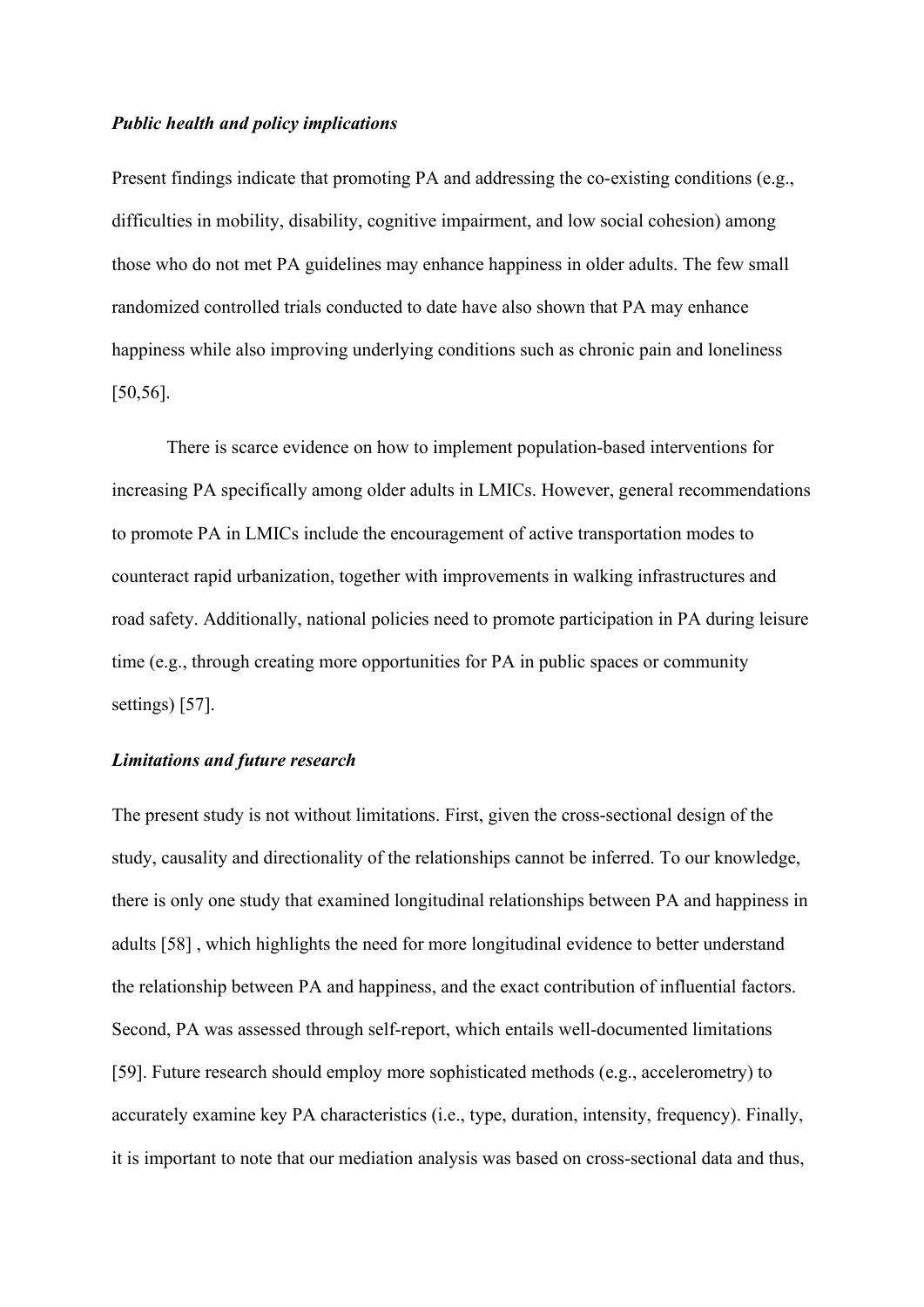### *Public health and policy implications*

Present findings indicate that promoting PA and addressing the co-existing conditions (e.g., difficulties in mobility, disability, cognitive impairment, and low social cohesion) among those who do not met PA guidelines may enhance happiness in older adults. The few small randomized controlled trials conducted to date have also shown that PA may enhance happiness while also improving underlying conditions such as chronic pain and loneliness [50,56].

There is scarce evidence on how to implement population-based interventions for increasing PA specifically among older adults in LMICs. However, general recommendations to promote PA in LMICs include the encouragement of active transportation modes to counteract rapid urbanization, together with improvements in walking infrastructures and road safety. Additionally, national policies need to promote participation in PA during leisure time (e.g., through creating more opportunities for PA in public spaces or community settings) [57].

### *Limitations and future research*

The present study is not without limitations. First, given the cross-sectional design of the study, causality and directionality of the relationships cannot be inferred. To our knowledge, there is only one study that examined longitudinal relationships between PA and happiness in adults [58] , which highlights the need for more longitudinal evidence to better understand the relationship between PA and happiness, and the exact contribution of influential factors. Second, PA was assessed through self-report, which entails well-documented limitations [59]. Future research should employ more sophisticated methods (e.g., accelerometry) to accurately examine key PA characteristics (i.e., type, duration, intensity, frequency). Finally, it is important to note that our mediation analysis was based on cross-sectional data and thus,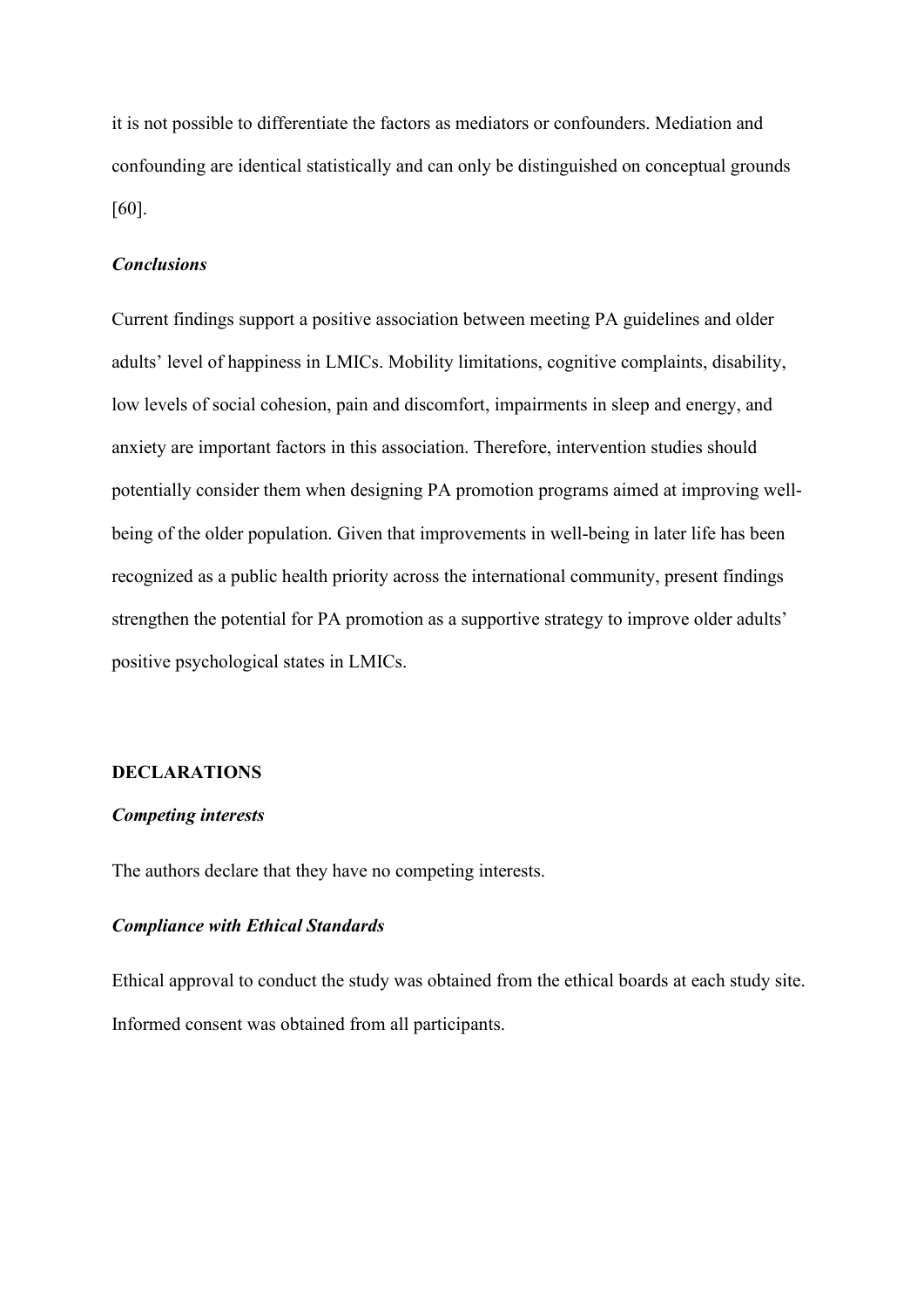it is not possible to differentiate the factors as mediators or confounders. Mediation and confounding are identical statistically and can only be distinguished on conceptual grounds [60].

### *Conclusions*

Current findings support a positive association between meeting PA guidelines and older adults' level of happiness in LMICs. Mobility limitations, cognitive complaints, disability, low levels of social cohesion, pain and discomfort, impairments in sleep and energy, and anxiety are important factors in this association. Therefore, intervention studies should potentially consider them when designing PA promotion programs aimed at improving well-being of the older population. Given that improvements in well-being in later life has been recognized as a public health priority across the international community, present findings strengthen the potential for PA promotion as a supportive strategy to improve older adults' positive psychological states in LMICs.

## DECLARATIONS

### *Competing interests*

The authors declare that they have no competing interests.

### *Compliance with Ethical Standards*

Ethical approval to conduct the study was obtained from the ethical boards at each study site. Informed consent was obtained from all participants.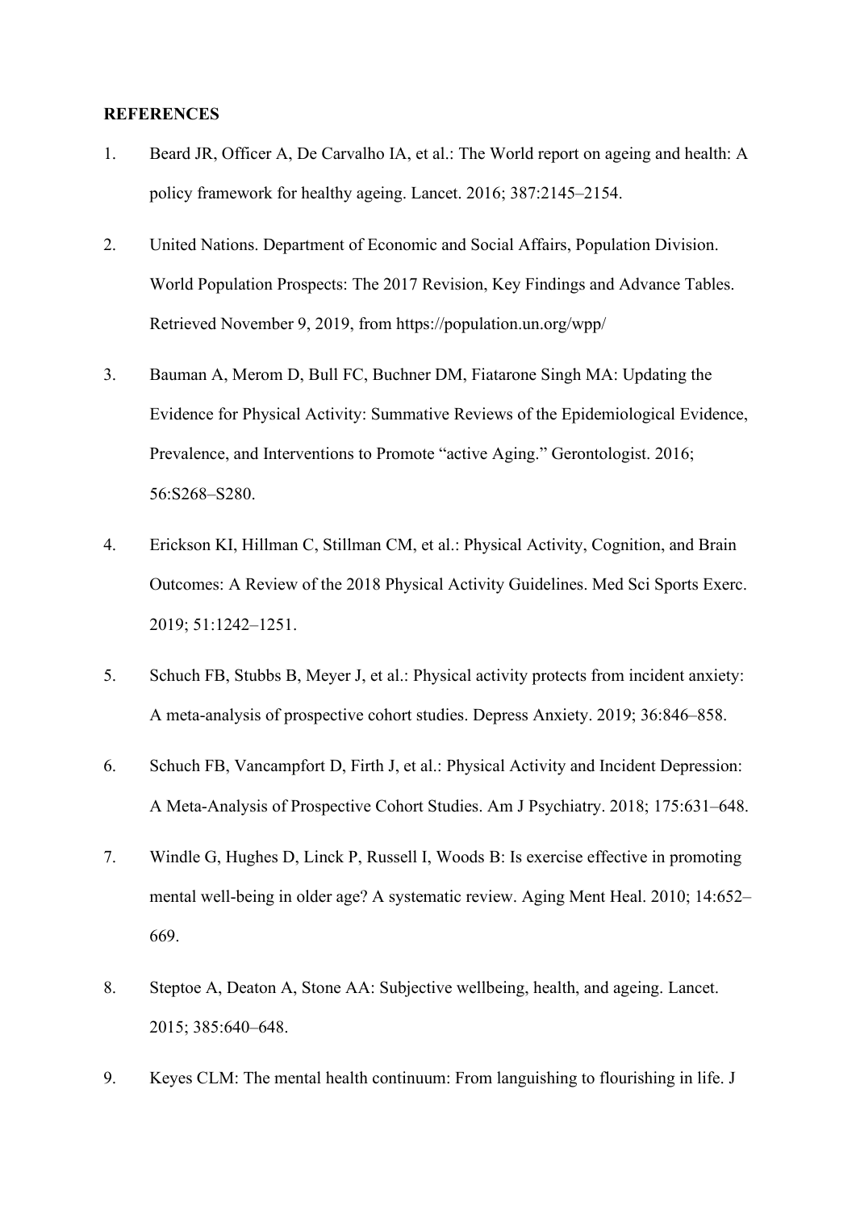**REFERENCES**

1. Beard JR, Officer A, De Carvalho IA, et al.: The World report on ageing and health: A policy framework for healthy ageing. Lancet. 2016; 387:2145–2154.
2. United Nations. Department of Economic and Social Affairs, Population Division. World Population Prospects: The 2017 Revision, Key Findings and Advance Tables. Retrieved November 9, 2019, from https://population.un.org/wpp/
3. Bauman A, Merom D, Bull FC, Buchner DM, Fiatarone Singh MA: Updating the Evidence for Physical Activity: Summative Reviews of the Epidemiological Evidence, Prevalence, and Interventions to Promote "active Aging." Gerontologist. 2016; 56:S268–S280.
4. Erickson KI, Hillman C, Stillman CM, et al.: Physical Activity, Cognition, and Brain Outcomes: A Review of the 2018 Physical Activity Guidelines. Med Sci Sports Exerc. 2019; 51:1242–1251.
5. Schuch FB, Stubbs B, Meyer J, et al.: Physical activity protects from incident anxiety: A meta-analysis of prospective cohort studies. Depress Anxiety. 2019; 36:846–858.
6. Schuch FB, Vancampfort D, Firth J, et al.: Physical Activity and Incident Depression: A Meta-Analysis of Prospective Cohort Studies. Am J Psychiatry. 2018; 175:631–648.
7. Windle G, Hughes D, Linck P, Russell I, Woods B: Is exercise effective in promoting mental well-being in older age? A systematic review. Aging Ment Heal. 2010; 14:652–669.
8. Steptoe A, Deaton A, Stone AA: Subjective wellbeing, health, and ageing. Lancet. 2015; 385:640–648.
9. Keyes CLM: The mental health continuum: From languishing to flourishing in life. J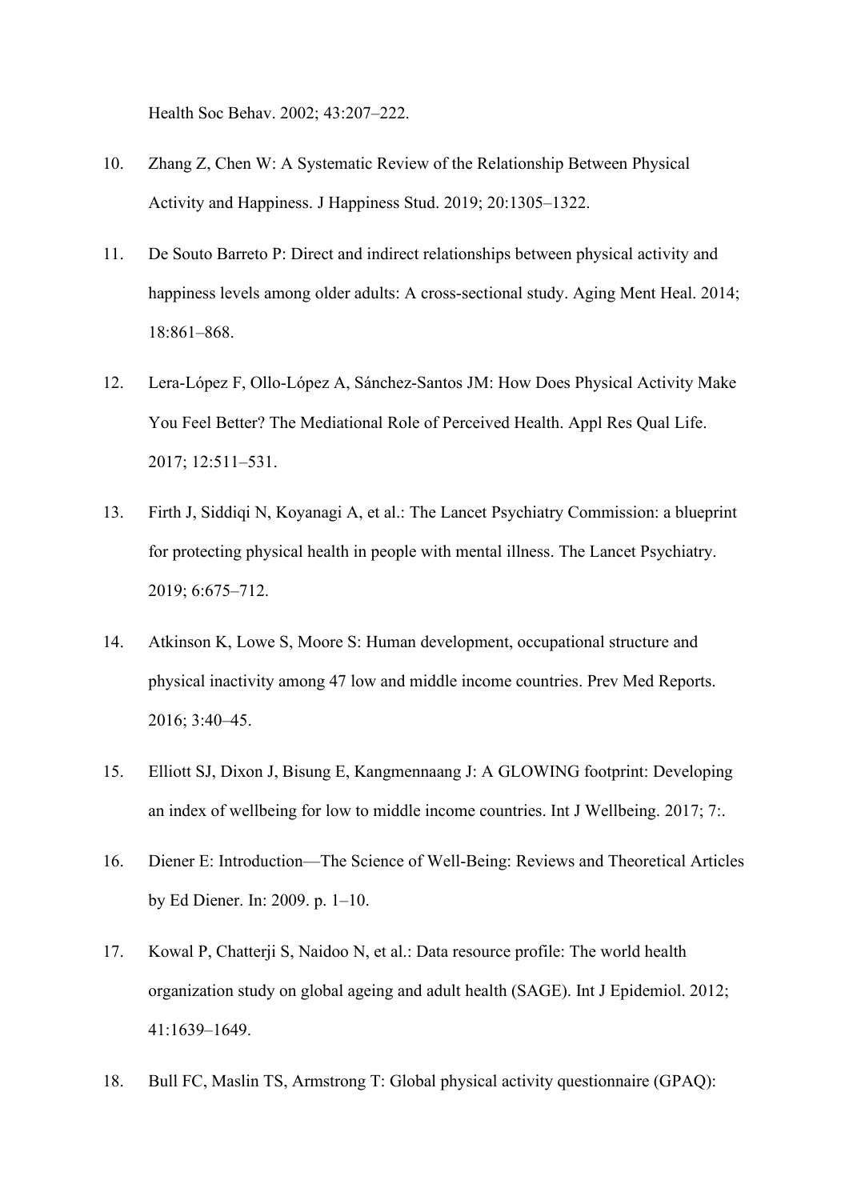Health Soc Behav. 2002; 43:207–222.

10. Zhang Z, Chen W: A Systematic Review of the Relationship Between Physical Activity and Happiness. J Happiness Stud. 2019; 20:1305–1322.

11. De Souto Barreto P: Direct and indirect relationships between physical activity and happiness levels among older adults: A cross-sectional study. Aging Ment Heal. 2014; 18:861–868.

12. Lera-López F, Ollo-López A, Sánchez-Santos JM: How Does Physical Activity Make You Feel Better? The Mediational Role of Perceived Health. Appl Res Qual Life. 2017; 12:511–531.

13. Firth J, Siddiqi N, Koyanagi A, et al.: The Lancet Psychiatry Commission: a blueprint for protecting physical health in people with mental illness. The Lancet Psychiatry. 2019; 6:675–712.

14. Atkinson K, Lowe S, Moore S: Human development, occupational structure and physical inactivity among 47 low and middle income countries. Prev Med Reports. 2016; 3:40–45.

15. Elliott SJ, Dixon J, Bisung E, Kangmennaang J: A GLOWING footprint: Developing an index of wellbeing for low to middle income countries. Int J Wellbeing. 2017; 7:.

16. Diener E: Introduction—The Science of Well-Being: Reviews and Theoretical Articles by Ed Diener. In: 2009. p. 1–10.

17. Kowal P, Chatterji S, Naidoo N, et al.: Data resource profile: The world health organization study on global ageing and adult health (SAGE). Int J Epidemiol. 2012; 41:1639–1649.

18. Bull FC, Maslin TS, Armstrong T: Global physical activity questionnaire (GPAQ):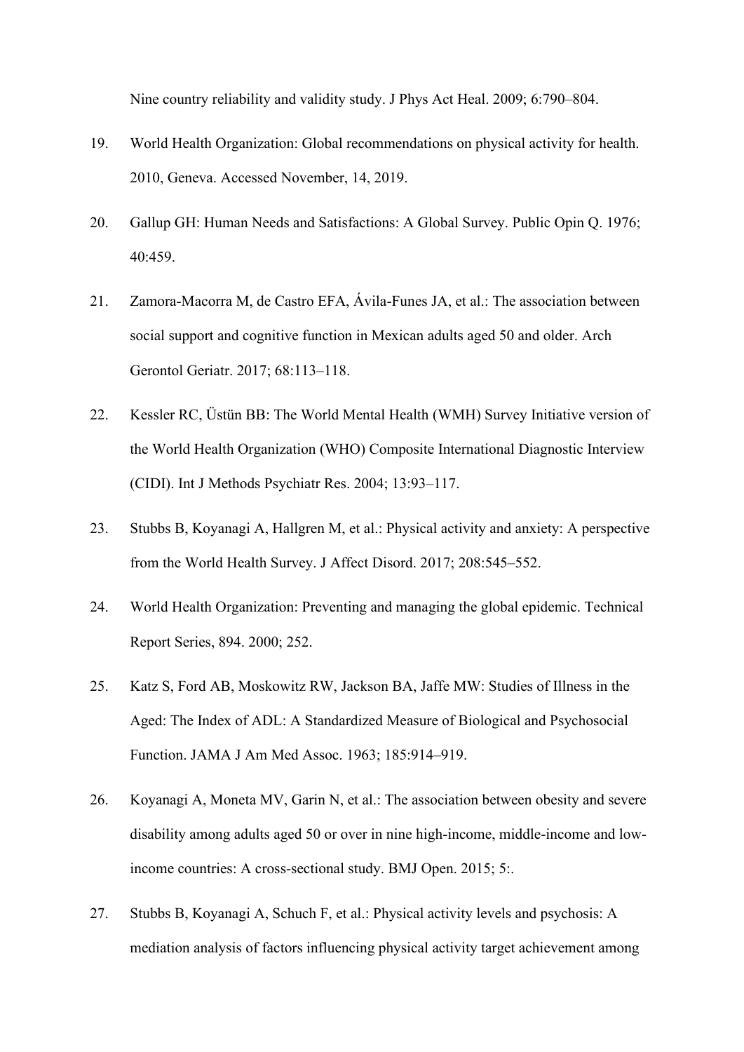Nine country reliability and validity study. J Phys Act Heal. 2009; 6:790–804.

19. World Health Organization: Global recommendations on physical activity for health. 2010, Geneva. Accessed November, 14, 2019.

20. Gallup GH: Human Needs and Satisfactions: A Global Survey. Public Opin Q. 1976; 40:459.

21. Zamora-Macorra M, de Castro EFA, Ávila-Funes JA, et al.: The association between social support and cognitive function in Mexican adults aged 50 and older. Arch Gerontol Geriatr. 2017; 68:113–118.

22. Kessler RC, Üstün BB: The World Mental Health (WMH) Survey Initiative version of the World Health Organization (WHO) Composite International Diagnostic Interview (CIDI). Int J Methods Psychiatr Res. 2004; 13:93–117.

23. Stubbs B, Koyanagi A, Hallgren M, et al.: Physical activity and anxiety: A perspective from the World Health Survey. J Affect Disord. 2017; 208:545–552.

24. World Health Organization: Preventing and managing the global epidemic. Technical Report Series, 894. 2000; 252.

25. Katz S, Ford AB, Moskowitz RW, Jackson BA, Jaffe MW: Studies of Illness in the Aged: The Index of ADL: A Standardized Measure of Biological and Psychosocial Function. JAMA J Am Med Assoc. 1963; 185:914–919.

26. Koyanagi A, Moneta MV, Garin N, et al.: The association between obesity and severe disability among adults aged 50 or over in nine high-income, middle-income and low-income countries: A cross-sectional study. BMJ Open. 2015; 5:.

27. Stubbs B, Koyanagi A, Schuch F, et al.: Physical activity levels and psychosis: A mediation analysis of factors influencing physical activity target achievement among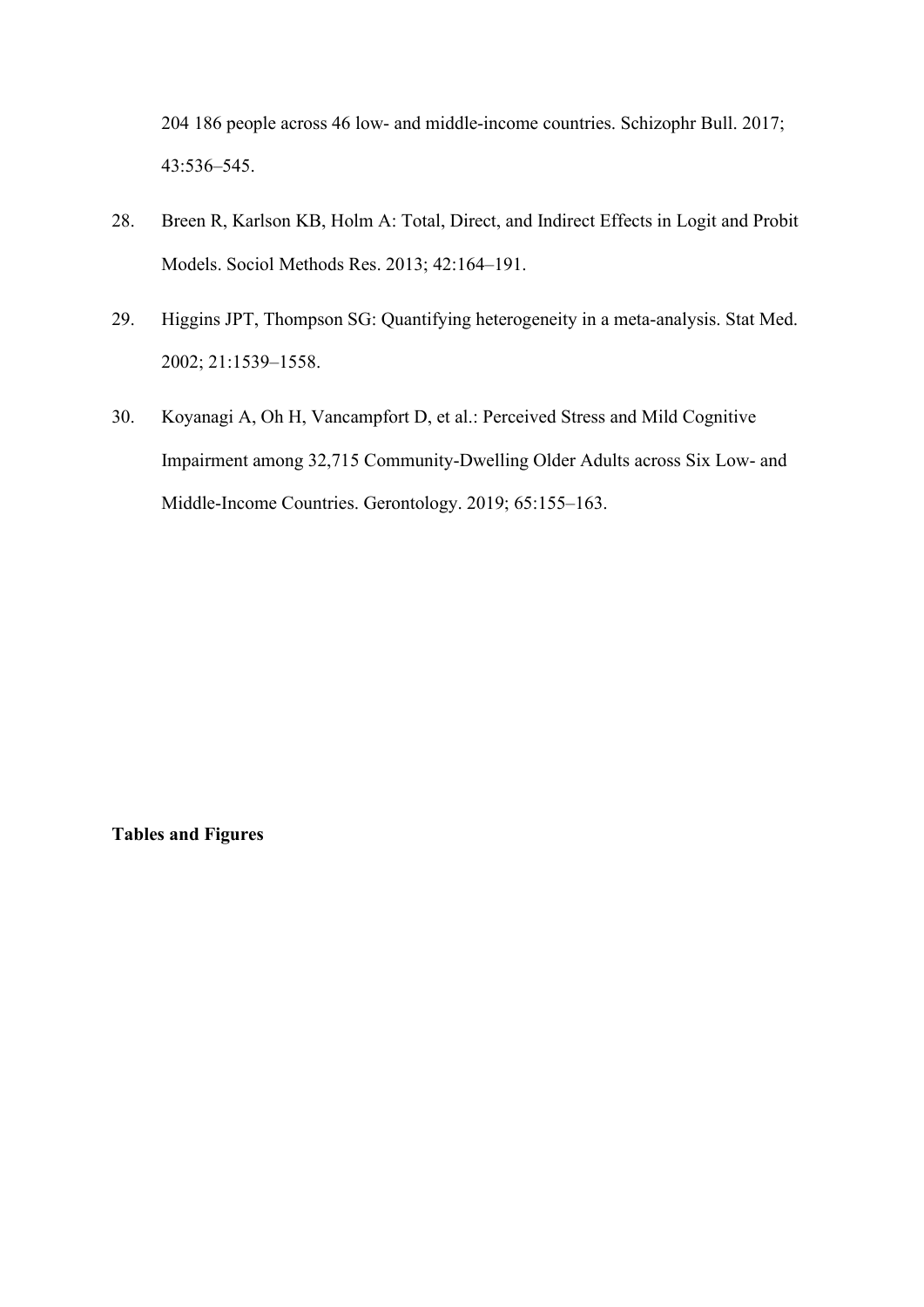204 186 people across 46 low- and middle-income countries. Schizophr Bull. 2017; 43:536–545.

28. Breen R, Karlson KB, Holm A: Total, Direct, and Indirect Effects in Logit and Probit Models. Sociol Methods Res. 2013; 42:164–191.

29. Higgins JPT, Thompson SG: Quantifying heterogeneity in a meta-analysis. Stat Med. 2002; 21:1539–1558.

30. Koyanagi A, Oh H, Vancampfort D, et al.: Perceived Stress and Mild Cognitive Impairment among 32,715 Community-Dwelling Older Adults across Six Low- and Middle-Income Countries. Gerontology. 2019; 65:155–163.

**Tables and Figures**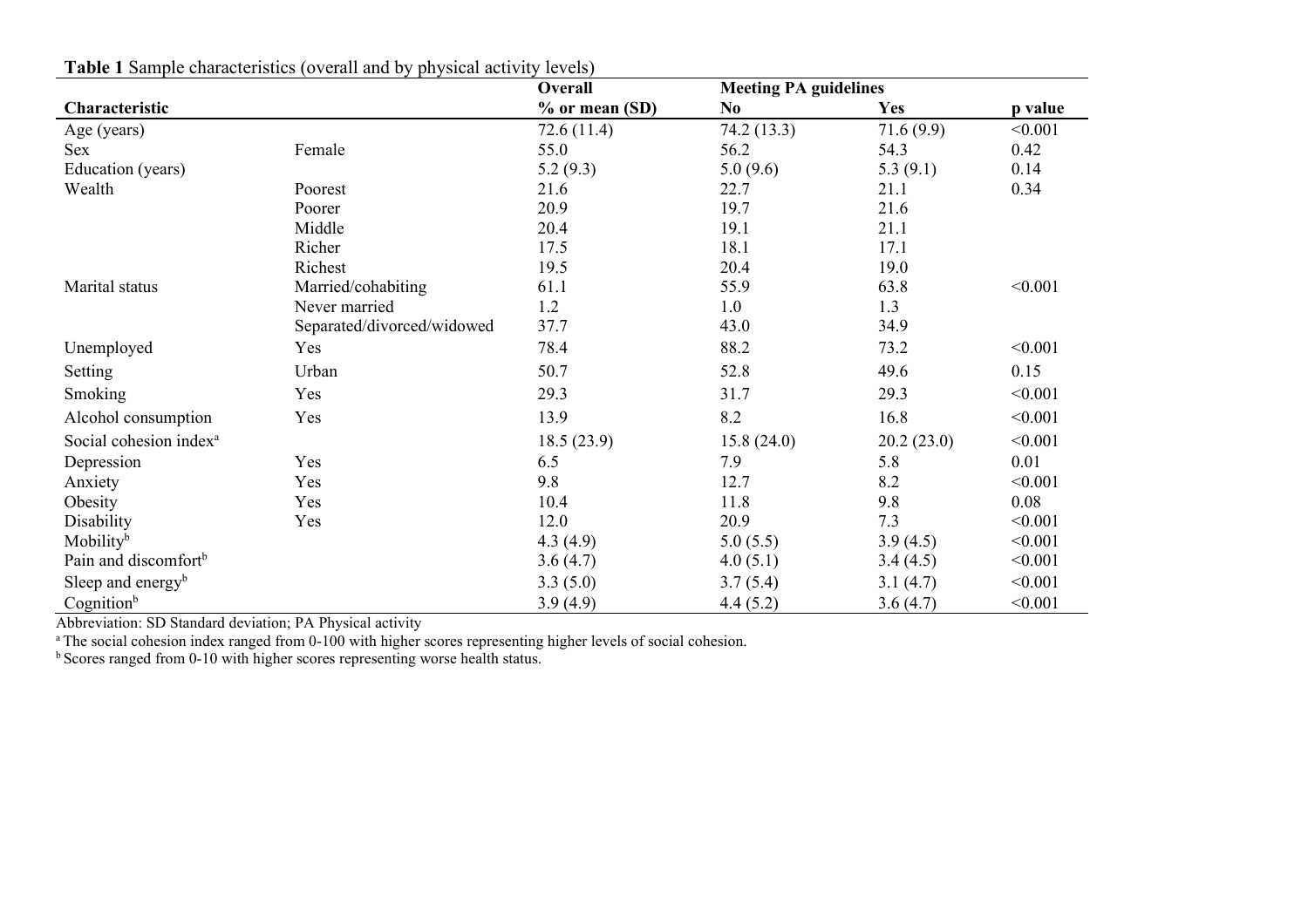**Table 1** Sample characteristics (overall and by physical activity levels)

| Characteristic | | Overall | Meeting PA guidelines | | |
|---|---|---|---|---|---|
| | | % or mean (SD) | No | Yes | p value |
| Age (years) | | 72.6 (11.4) | 74.2 (13.3) | 71.6 (9.9) | <0.001 |
| Sex | Female | 55.0 | 56.2 | 54.3 | 0.42 |
| Education (years) | | 5.2 (9.3) | 5.0 (9.6) | 5.3 (9.1) | 0.14 |
| Wealth | Poorest | 21.6 | 22.7 | 21.1 | 0.34 |
| | Poorer | 20.9 | 19.7 | 21.6 | |
| | Middle | 20.4 | 19.1 | 21.1 | |
| | Richer | 17.5 | 18.1 | 17.1 | |
| | Richest | 19.5 | 20.4 | 19.0 | |
| Marital status | Married/cohabiting | 61.1 | 55.9 | 63.8 | <0.001 |
| | Never married | 1.2 | 1.0 | 1.3 | |
| | Separated/divorced/widowed | 37.7 | 43.0 | 34.9 | |
| Unemployed | Yes | 78.4 | 88.2 | 73.2 | <0.001 |
| Setting | Urban | 50.7 | 52.8 | 49.6 | 0.15 |
| Smoking | Yes | 29.3 | 31.7 | 29.3 | <0.001 |
| Alcohol consumption | Yes | 13.9 | 8.2 | 16.8 | <0.001 |
| Social cohesion index[a] | | 18.5 (23.9) | 15.8 (24.0) | 20.2 (23.0) | <0.001 |
| Depression | Yes | 6.5 | 7.9 | 5.8 | 0.01 |
| Anxiety | Yes | 9.8 | 12.7 | 8.2 | <0.001 |
| Obesity | Yes | 10.4 | 11.8 | 9.8 | 0.08 |
| Disability | Yes | 12.0 | 20.9 | 7.3 | <0.001 |
| Mobility[b] | | 4.3 (4.9) | 5.0 (5.5) | 3.9 (4.5) | <0.001 |
| Pain and discomfort[b] | | 3.6 (4.7) | 4.0 (5.1) | 3.4 (4.5) | <0.001 |
| Sleep and energy[b] | | 3.3 (5.0) | 3.7 (5.4) | 3.1 (4.7) | <0.001 |
| Cognition[b] | | 3.9 (4.9) | 4.4 (5.2) | 3.6 (4.7) | <0.001 |

Abbreviation: SD Standard deviation; PA Physical activity

[a] The social cohesion index ranged from 0-100 with higher scores representing higher levels of social cohesion.

[b] Scores ranged from 0-10 with higher scores representing worse health status.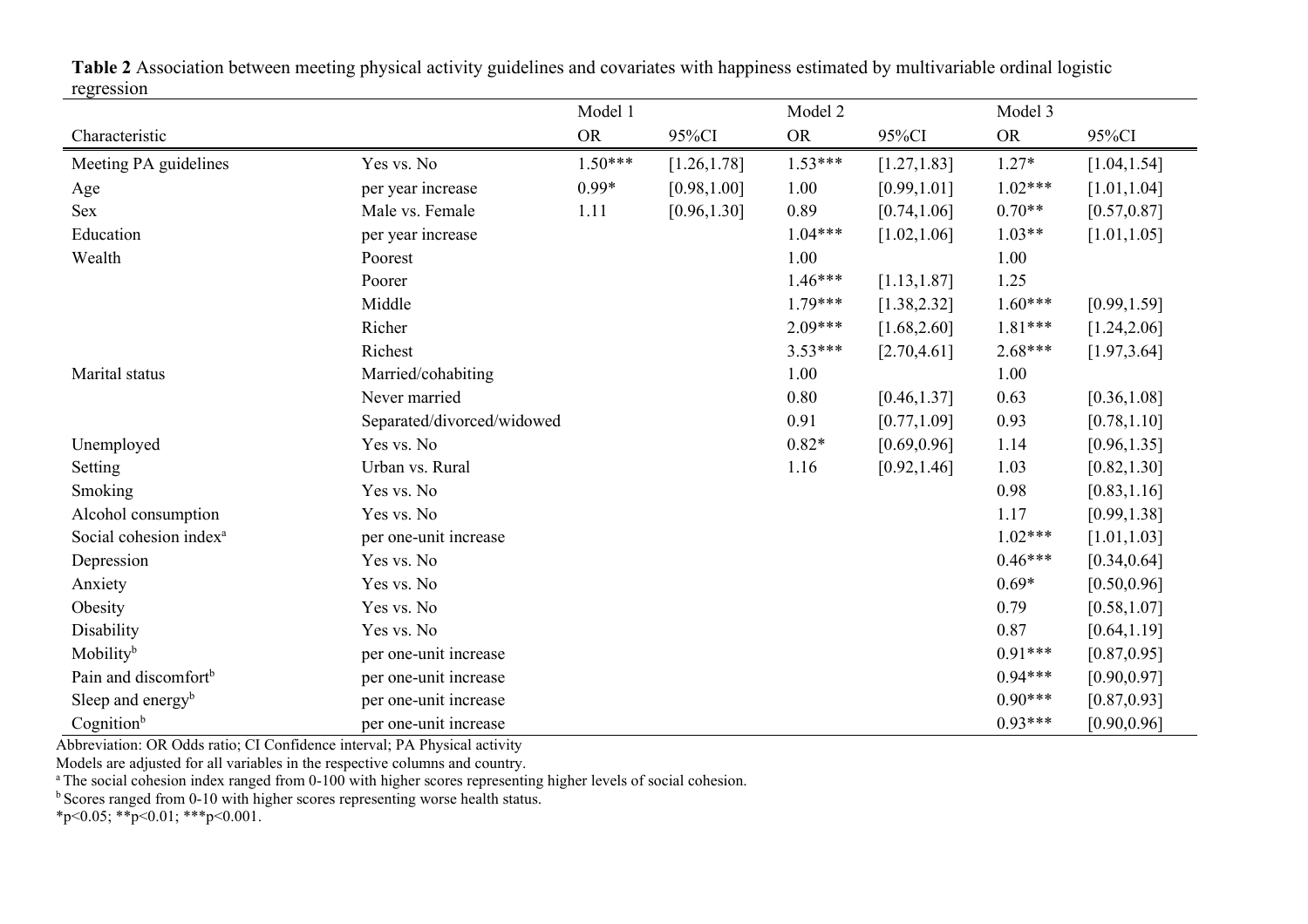**Table 2** Association between meeting physical activity guidelines and covariates with happiness estimated by multivariable ordinal logistic regression

| Characteristic | | Model 1 | | Model 2 | | Model 3 | |
|---|---|---|---|---|---|---|---|
| | | OR | 95%CI | OR | 95%CI | OR | 95%CI |
| Meeting PA guidelines | Yes vs. No | 1.50*** | [1.26,1.78] | 1.53*** | [1.27,1.83] | 1.27* | [1.04,1.54] |
| Age | per year increase | 0.99* | [0.98,1.00] | 1.00 | [0.99,1.01] | 1.02*** | [1.01,1.04] |
| Sex | Male vs. Female | 1.11 | [0.96,1.30] | 0.89 | [0.74,1.06] | 0.70** | [0.57,0.87] |
| Education | per year increase | | | 1.04*** | [1.02,1.06] | 1.03** | [1.01,1.05] |
| Wealth | Poorest | | | 1.00 | | 1.00 | |
| | Poorer | | | 1.46*** | [1.13,1.87] | 1.25 | |
| | Middle | | | 1.79*** | [1.38,2.32] | 1.60*** | [0.99,1.59] |
| | Richer | | | 2.09*** | [1.68,2.60] | 1.81*** | [1.24,2.06] |
| | Richest | | | 3.53*** | [2.70,4.61] | 2.68*** | [1.97,3.64] |
| Marital status | Married/cohabiting | | | 1.00 | | 1.00 | |
| | Never married | | | 0.80 | [0.46,1.37] | 0.63 | [0.36,1.08] |
| | Separated/divorced/widowed | | | 0.91 | [0.77,1.09] | 0.93 | [0.78,1.10] |
| Unemployed | Yes vs. No | | | 0.82* | [0.69,0.96] | 1.14 | [0.96,1.35] |
| Setting | Urban vs. Rural | | | 1.16 | [0.92,1.46] | 1.03 | [0.82,1.30] |
| Smoking | Yes vs. No | | | | | 0.98 | [0.83,1.16] |
| Alcohol consumption | Yes vs. No | | | | | 1.17 | [0.99,1.38] |
| Social cohesion index[a] | per one-unit increase | | | | | 1.02*** | [1.01,1.03] |
| Depression | Yes vs. No | | | | | 0.46*** | [0.34,0.64] |
| Anxiety | Yes vs. No | | | | | 0.69* | [0.50,0.96] |
| Obesity | Yes vs. No | | | | | 0.79 | [0.58,1.07] |
| Disability | Yes vs. No | | | | | 0.87 | [0.64,1.19] |
| Mobility[b] | per one-unit increase | | | | | 0.91*** | [0.87,0.95] |
| Pain and discomfort[b] | per one-unit increase | | | | | 0.94*** | [0.90,0.97] |
| Sleep and energy[b] | per one-unit increase | | | | | 0.90*** | [0.87,0.93] |
| Cognition[b] | per one-unit increase | | | | | 0.93*** | [0.90,0.96] |

Abbreviation: OR Odds ratio; CI Confidence interval; PA Physical activity

Models are adjusted for all variables in the respective columns and country.

[a] The social cohesion index ranged from 0-100 with higher scores representing higher levels of social cohesion.

[b] Scores ranged from 0-10 with higher scores representing worse health status.

*p<0.05; **p<0.01; ***p<0.001.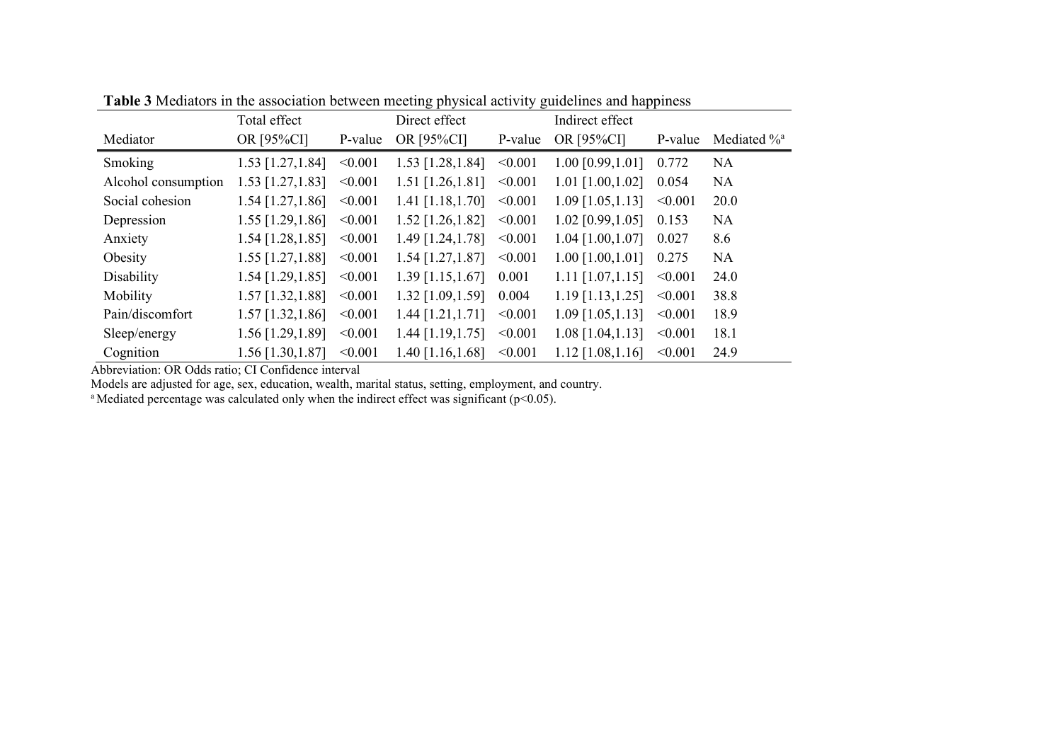**Table 3** Mediators in the association between meeting physical activity guidelines and happiness

| | Total effect | | Direct effect | | Indirect effect | | |
|---|---|---|---|---|---|---|---|
| Mediator | OR [95%CI] | P-value | OR [95%CI] | P-value | OR [95%CI] | P-value | Mediated %[a] |
| Smoking | 1.53 [1.27,1.84] | <0.001 | 1.53 [1.28,1.84] | <0.001 | 1.00 [0.99,1.01] | 0.772 | NA |
| Alcohol consumption | 1.53 [1.27,1.83] | <0.001 | 1.51 [1.26,1.81] | <0.001 | 1.01 [1.00,1.02] | 0.054 | NA |
| Social cohesion | 1.54 [1.27,1.86] | <0.001 | 1.41 [1.18,1.70] | <0.001 | 1.09 [1.05,1.13] | <0.001 | 20.0 |
| Depression | 1.55 [1.29,1.86] | <0.001 | 1.52 [1.26,1.82] | <0.001 | 1.02 [0.99,1.05] | 0.153 | NA |
| Anxiety | 1.54 [1.28,1.85] | <0.001 | 1.49 [1.24,1.78] | <0.001 | 1.04 [1.00,1.07] | 0.027 | 8.6 |
| Obesity | 1.55 [1.27,1.88] | <0.001 | 1.54 [1.27,1.87] | <0.001 | 1.00 [1.00,1.01] | 0.275 | NA |
| Disability | 1.54 [1.29,1.85] | <0.001 | 1.39 [1.15,1.67] | 0.001 | 1.11 [1.07,1.15] | <0.001 | 24.0 |
| Mobility | 1.57 [1.32,1.88] | <0.001 | 1.32 [1.09,1.59] | 0.004 | 1.19 [1.13,1.25] | <0.001 | 38.8 |
| Pain/discomfort | 1.57 [1.32,1.86] | <0.001 | 1.44 [1.21,1.71] | <0.001 | 1.09 [1.05,1.13] | <0.001 | 18.9 |
| Sleep/energy | 1.56 [1.29,1.89] | <0.001 | 1.44 [1.19,1.75] | <0.001 | 1.08 [1.04,1.13] | <0.001 | 18.1 |
| Cognition | 1.56 [1.30,1.87] | <0.001 | 1.40 [1.16,1.68] | <0.001 | 1.12 [1.08,1.16] | <0.001 | 24.9 |

Abbreviation: OR Odds ratio; CI Confidence interval

Models are adjusted for age, sex, education, wealth, marital status, setting, employment, and country.

[a] Mediated percentage was calculated only when the indirect effect was significant ($p<0.05$).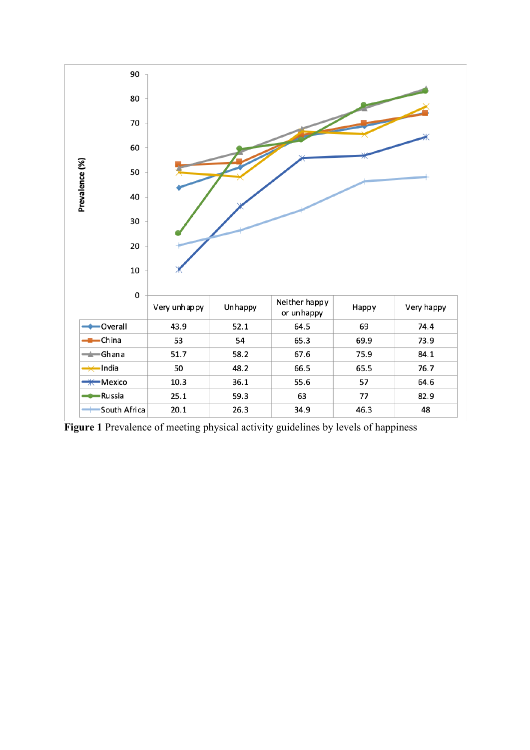| | Very unhappy | Unhappy | Neither happy or unhappy | Happy | Very happy |
|---|---|---|---|---|---|
| Overall | 43.9 | 52.1 | 64.5 | 69 | 74.4 |
| China | 53 | 54 | 65.3 | 69.9 | 73.9 |
| Ghana | 51.7 | 58.2 | 67.6 | 75.9 | 84.1 |
| India | 50 | 48.2 | 66.5 | 65.5 | 76.7 |
| Mexico | 10.3 | 36.1 | 55.6 | 57 | 64.6 |
| Russia | 25.1 | 59.3 | 63 | 77 | 82.9 |
| South Africa | 20.1 | 26.3 | 34.9 | 46.3 | 48 |

**Figure 1** Prevalence of meeting physical activity guidelines by levels of happiness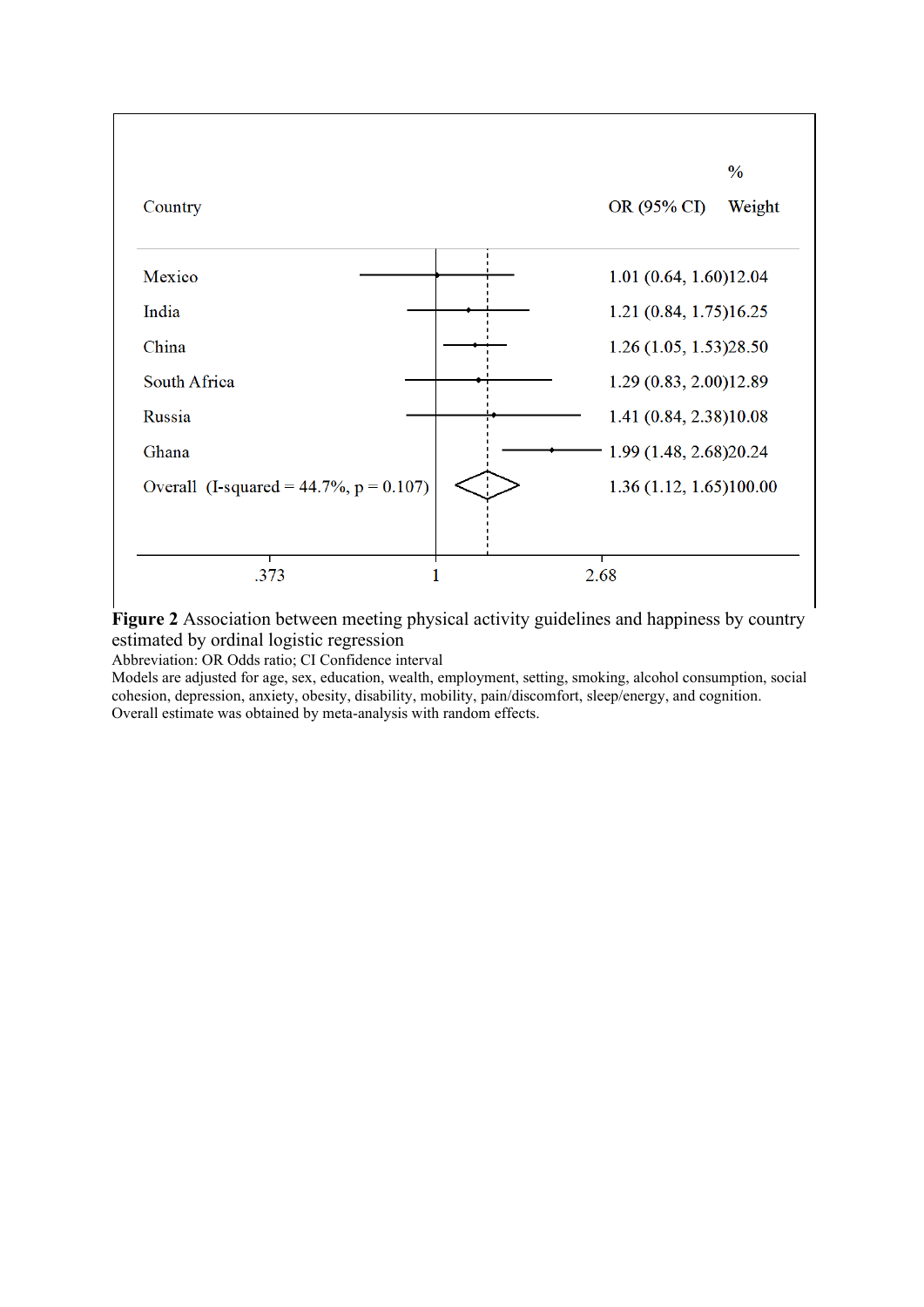| Country | OR (95% CI) | % Weight |
| --- | --- | --- |
| Mexico | 1.01 (0.64, 1.60) | 12.04 |
| India | 1.21 (0.84, 1.75) | 16.25 |
| China | 1.26 (1.05, 1.53) | 28.50 |
| South Africa | 1.29 (0.83, 2.00) | 12.89 |
| Russia | 1.41 (0.84, 2.38) | 10.08 |
| Ghana | 1.99 (1.48, 2.68) | 20.24 |
| Overall (I-squared = 44.7%, p = 0.107) | 1.36 (1.12, 1.65) | 100.00 |

.373 1 2.68

**Figure 2** Association between meeting physical activity guidelines and happiness by country estimated by ordinal logistic regression

Abbreviation: OR Odds ratio; CI Confidence interval

Models are adjusted for age, sex, education, wealth, employment, setting, smoking, alcohol consumption, social cohesion, depression, anxiety, obesity, disability, mobility, pain/discomfort, sleep/energy, and cognition.

Overall estimate was obtained by meta-analysis with random effects.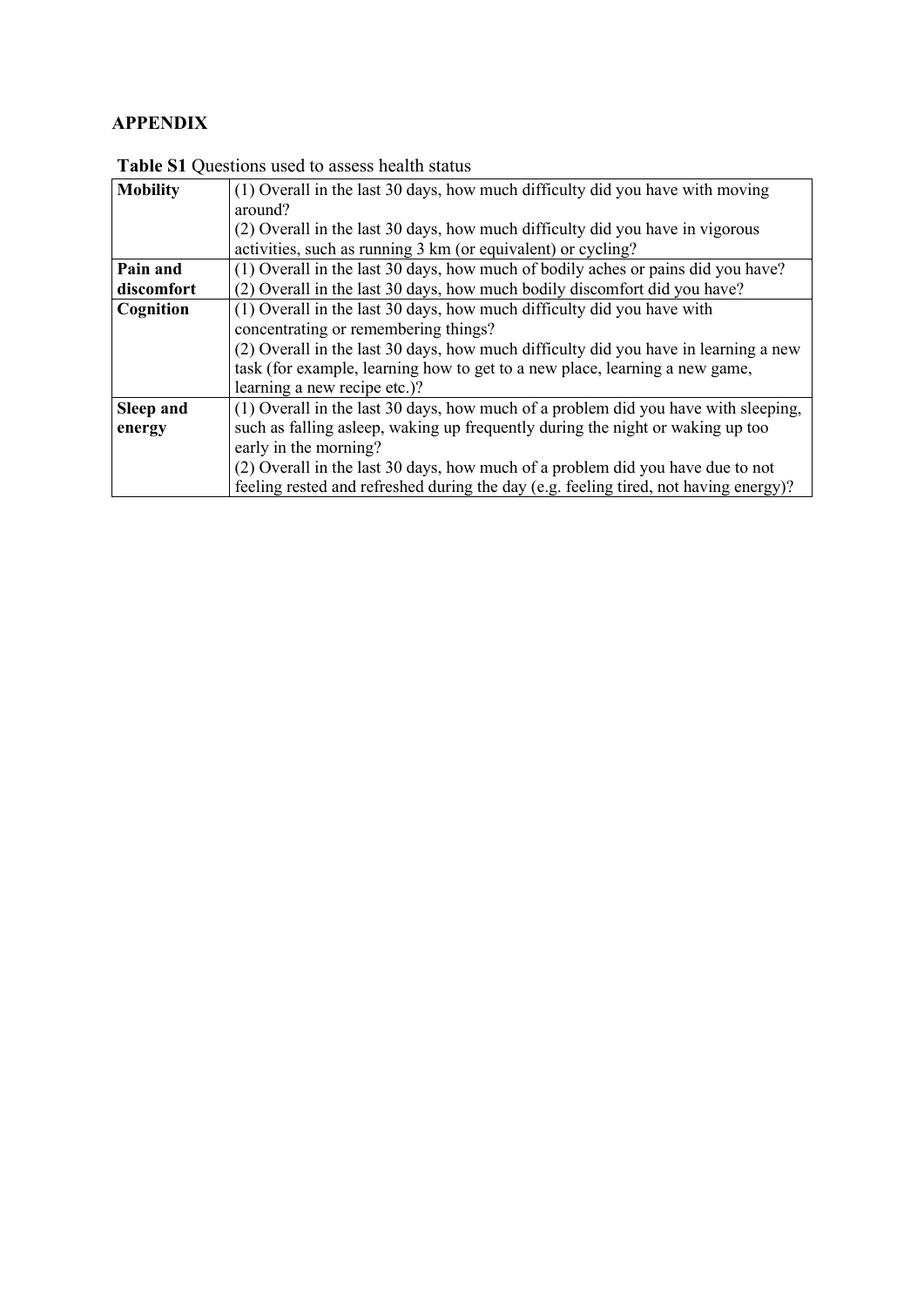## APPENDIX

**Table S1** Questions used to assess health status

| | |
|---|---|
| **Mobility** | (1) Overall in the last 30 days, how much difficulty did you have with moving around?<br>(2) Overall in the last 30 days, how much difficulty did you have in vigorous activities, such as running 3 km (or equivalent) or cycling? |
| **Pain and discomfort** | (1) Overall in the last 30 days, how much of bodily aches or pains did you have?<br>(2) Overall in the last 30 days, how much bodily discomfort did you have? |
| **Cognition** | (1) Overall in the last 30 days, how much difficulty did you have with concentrating or remembering things?<br>(2) Overall in the last 30 days, how much difficulty did you have in learning a new task (for example, learning how to get to a new place, learning a new game, learning a new recipe etc.)? |
| **Sleep and energy** | (1) Overall in the last 30 days, how much of a problem did you have with sleeping, such as falling asleep, waking up frequently during the night or waking up too early in the morning?<br>(2) Overall in the last 30 days, how much of a problem did you have due to not feeling rested and refreshed during the day (e.g. feeling tired, not having energy)? |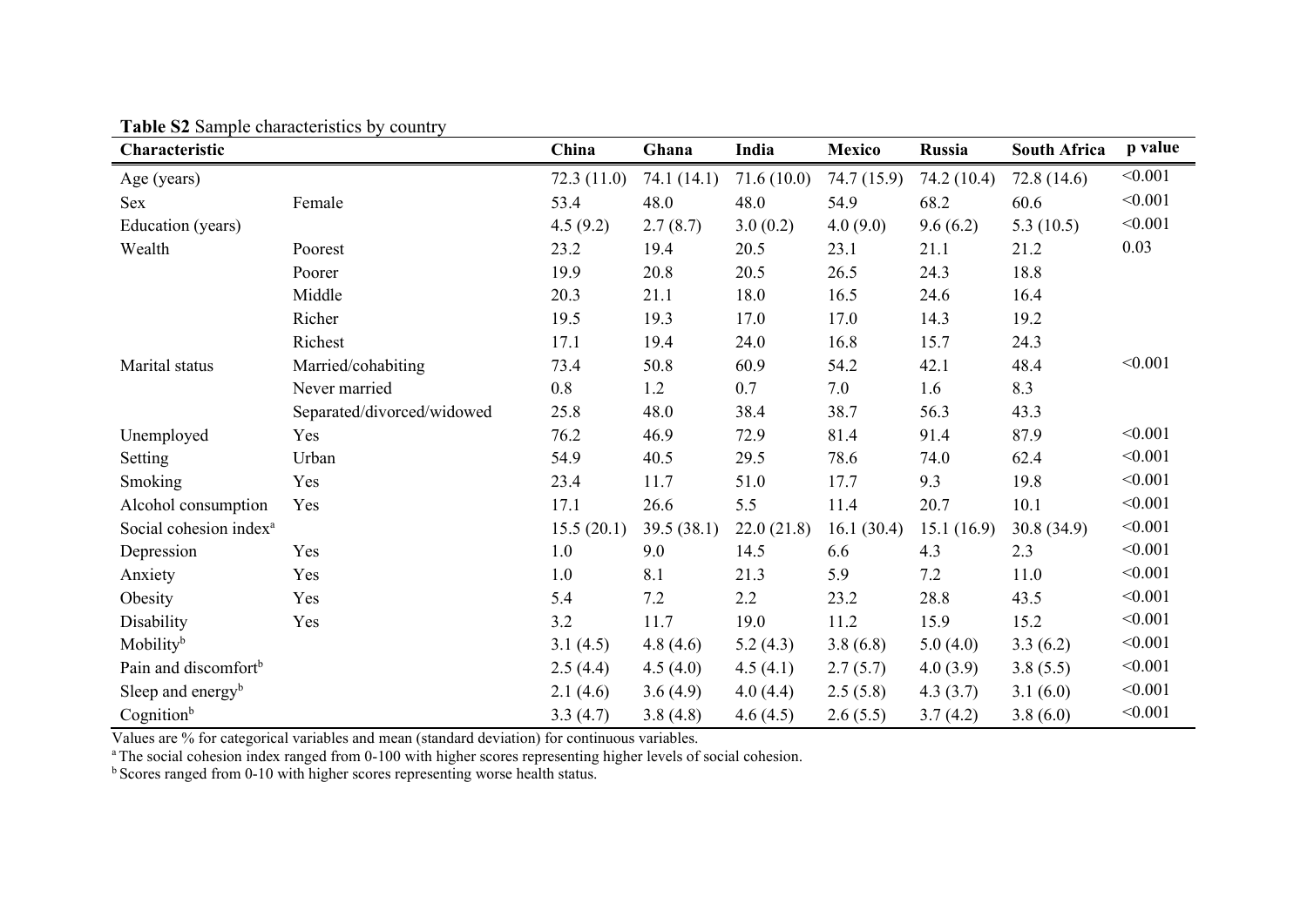**Table S2** Sample characteristics by country

| Characteristic | | China | Ghana | India | Mexico | Russia | South Africa | p value |
|---|---|---|---|---|---|---|---|---|
| Age (years) | | 72.3 (11.0) | 74.1 (14.1) | 71.6 (10.0) | 74.7 (15.9) | 74.2 (10.4) | 72.8 (14.6) | <0.001 |
| Sex | Female | 53.4 | 48.0 | 48.0 | 54.9 | 68.2 | 60.6 | <0.001 |
| Education (years) | | 4.5 (9.2) | 2.7 (8.7) | 3.0 (0.2) | 4.0 (9.0) | 9.6 (6.2) | 5.3 (10.5) | <0.001 |
| Wealth | Poorest | 23.2 | 19.4 | 20.5 | 23.1 | 21.1 | 21.2 | 0.03 |
| | Poorer | 19.9 | 20.8 | 20.5 | 26.5 | 24.3 | 18.8 | |
| | Middle | 20.3 | 21.1 | 18.0 | 16.5 | 24.6 | 16.4 | |
| | Richer | 19.5 | 19.3 | 17.0 | 17.0 | 14.3 | 19.2 | |
| | Richest | 17.1 | 19.4 | 24.0 | 16.8 | 15.7 | 24.3 | |
| Marital status | Married/cohabiting | 73.4 | 50.8 | 60.9 | 54.2 | 42.1 | 48.4 | <0.001 |
| | Never married | 0.8 | 1.2 | 0.7 | 7.0 | 1.6 | 8.3 | |
| | Separated/divorced/widowed | 25.8 | 48.0 | 38.4 | 38.7 | 56.3 | 43.3 | |
| Unemployed | Yes | 76.2 | 46.9 | 72.9 | 81.4 | 91.4 | 87.9 | <0.001 |
| Setting | Urban | 54.9 | 40.5 | 29.5 | 78.6 | 74.0 | 62.4 | <0.001 |
| Smoking | Yes | 23.4 | 11.7 | 51.0 | 17.7 | 9.3 | 19.8 | <0.001 |
| Alcohol consumption | Yes | 17.1 | 26.6 | 5.5 | 11.4 | 20.7 | 10.1 | <0.001 |
| Social cohesion index[a] | | 15.5 (20.1) | 39.5 (38.1) | 22.0 (21.8) | 16.1 (30.4) | 15.1 (16.9) | 30.8 (34.9) | <0.001 |
| Depression | Yes | 1.0 | 9.0 | 14.5 | 6.6 | 4.3 | 2.3 | <0.001 |
| Anxiety | Yes | 1.0 | 8.1 | 21.3 | 5.9 | 7.2 | 11.0 | <0.001 |
| Obesity | Yes | 5.4 | 7.2 | 2.2 | 23.2 | 28.8 | 43.5 | <0.001 |
| Disability | Yes | 3.2 | 11.7 | 19.0 | 11.2 | 15.9 | 15.2 | <0.001 |
| Mobility[b] | | 3.1 (4.5) | 4.8 (4.6) | 5.2 (4.3) | 3.8 (6.8) | 5.0 (4.0) | 3.3 (6.2) | <0.001 |
| Pain and discomfort[b] | | 2.5 (4.4) | 4.5 (4.0) | 4.5 (4.1) | 2.7 (5.7) | 4.0 (3.9) | 3.8 (5.5) | <0.001 |
| Sleep and energy[b] | | 2.1 (4.6) | 3.6 (4.9) | 4.0 (4.4) | 2.5 (5.8) | 4.3 (3.7) | 3.1 (6.0) | <0.001 |
| Cognition[b] | | 3.3 (4.7) | 3.8 (4.8) | 4.6 (4.5) | 2.6 (5.5) | 3.7 (4.2) | 3.8 (6.0) | <0.001 |

Values are % for categorical variables and mean (standard deviation) for continuous variables.

[a] The social cohesion index ranged from 0-100 with higher scores representing higher levels of social cohesion.

[b] Scores ranged from 0-10 with higher scores representing worse health status.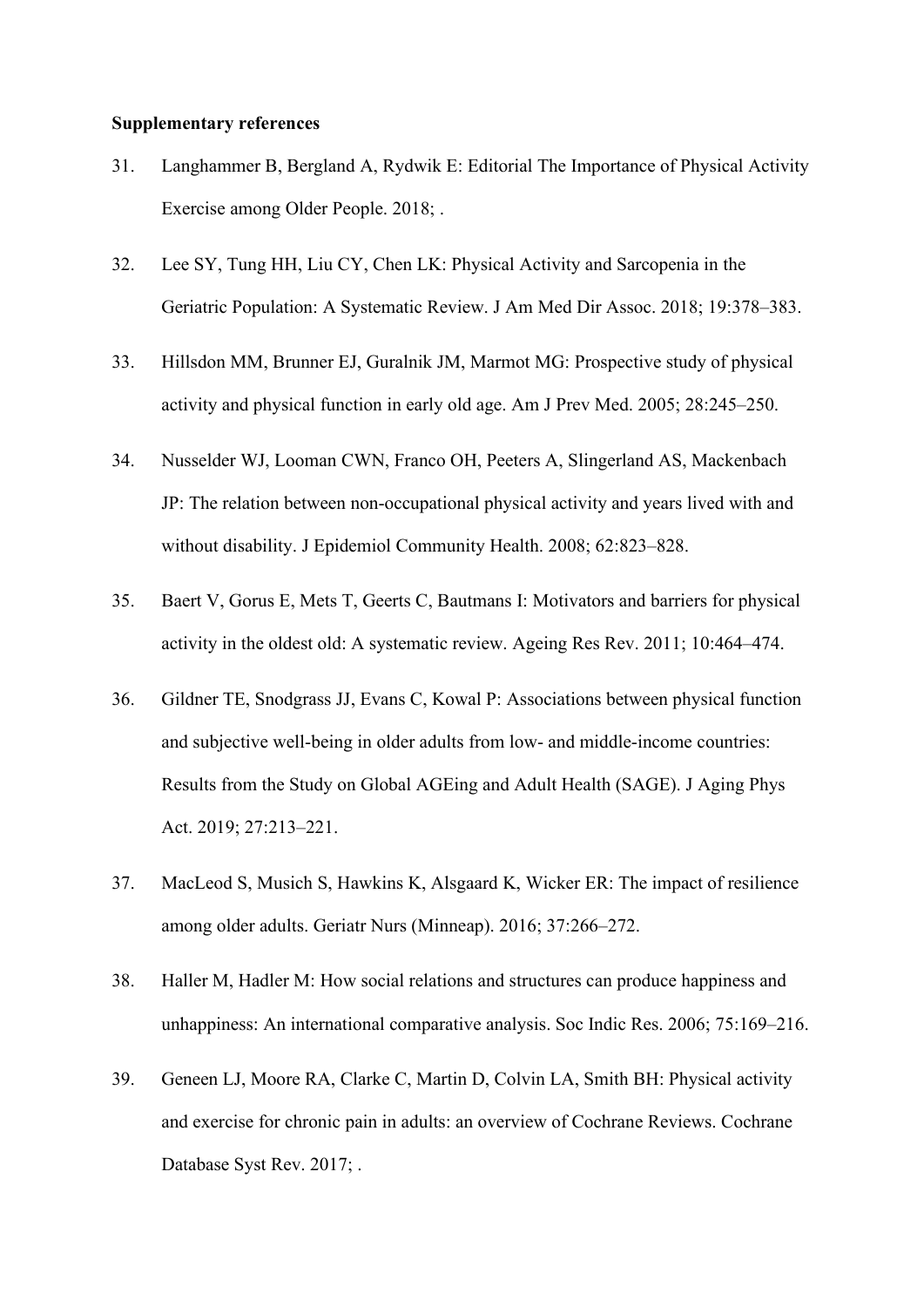**Supplementary references**

31. Langhammer B, Bergland A, Rydwik E: Editorial The Importance of Physical Activity Exercise among Older People. 2018; .
32. Lee SY, Tung HH, Liu CY, Chen LK: Physical Activity and Sarcopenia in the Geriatric Population: A Systematic Review. J Am Med Dir Assoc. 2018; 19:378–383.
33. Hillsdon MM, Brunner EJ, Guralnik JM, Marmot MG: Prospective study of physical activity and physical function in early old age. Am J Prev Med. 2005; 28:245–250.
34. Nusselder WJ, Looman CWN, Franco OH, Peeters A, Slingerland AS, Mackenbach JP: The relation between non-occupational physical activity and years lived with and without disability. J Epidemiol Community Health. 2008; 62:823–828.
35. Baert V, Gorus E, Mets T, Geerts C, Bautmans I: Motivators and barriers for physical activity in the oldest old: A systematic review. Ageing Res Rev. 2011; 10:464–474.
36. Gildner TE, Snodgrass JJ, Evans C, Kowal P: Associations between physical function and subjective well-being in older adults from low- and middle-income countries: Results from the Study on Global AGEing and Adult Health (SAGE). J Aging Phys Act. 2019; 27:213–221.
37. MacLeod S, Musich S, Hawkins K, Alsgaard K, Wicker ER: The impact of resilience among older adults. Geriatr Nurs (Minneap). 2016; 37:266–272.
38. Haller M, Hadler M: How social relations and structures can produce happiness and unhappiness: An international comparative analysis. Soc Indic Res. 2006; 75:169–216.
39. Geneen LJ, Moore RA, Clarke C, Martin D, Colvin LA, Smith BH: Physical activity and exercise for chronic pain in adults: an overview of Cochrane Reviews. Cochrane Database Syst Rev. 2017; .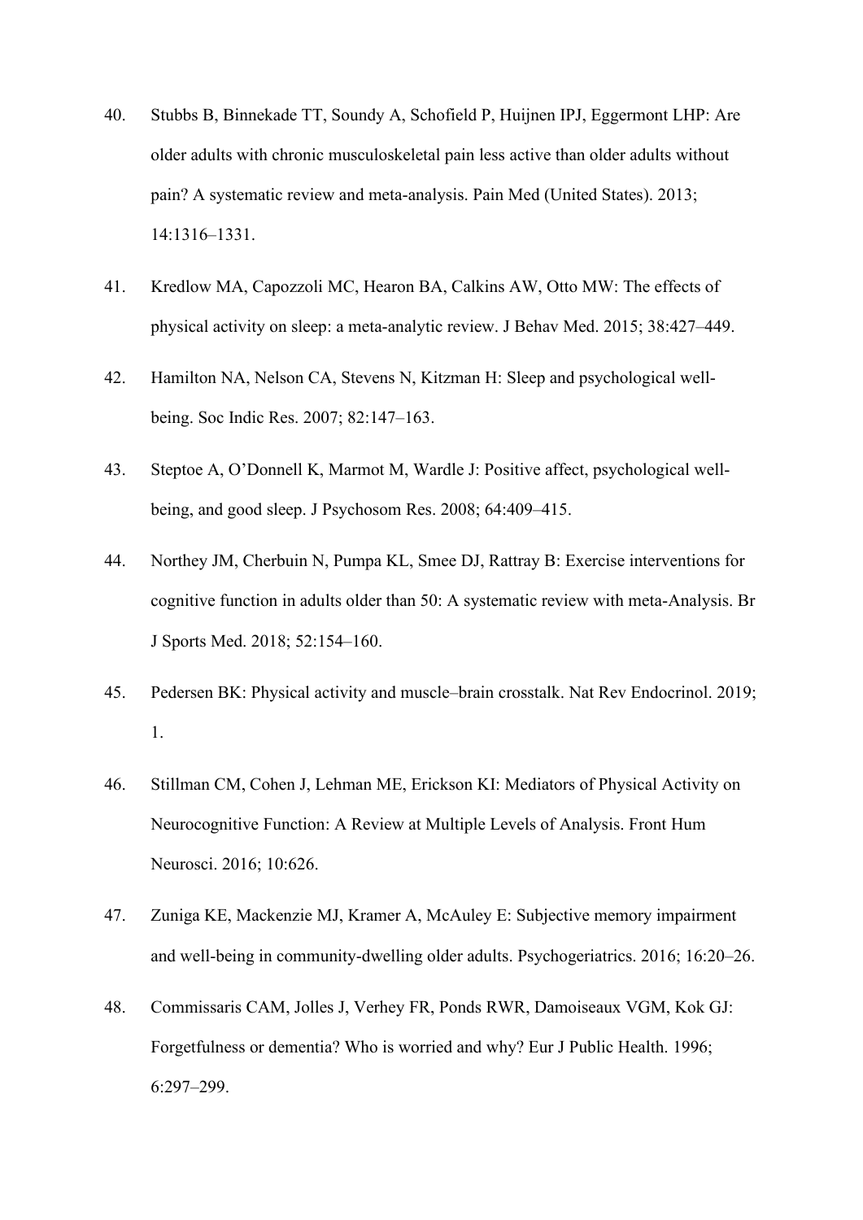40. Stubbs B, Binnekade TT, Soundy A, Schofield P, Huijnen IPJ, Eggermont LHP: Are older adults with chronic musculoskeletal pain less active than older adults without pain? A systematic review and meta-analysis. Pain Med (United States). 2013; 14:1316–1331.

41. Kredlow MA, Capozzoli MC, Hearon BA, Calkins AW, Otto MW: The effects of physical activity on sleep: a meta-analytic review. J Behav Med. 2015; 38:427–449.

42. Hamilton NA, Nelson CA, Stevens N, Kitzman H: Sleep and psychological well-being. Soc Indic Res. 2007; 82:147–163.

43. Steptoe A, O'Donnell K, Marmot M, Wardle J: Positive affect, psychological well-being, and good sleep. J Psychosom Res. 2008; 64:409–415.

44. Northey JM, Cherbuin N, Pumpa KL, Smee DJ, Rattray B: Exercise interventions for cognitive function in adults older than 50: A systematic review with meta-Analysis. Br J Sports Med. 2018; 52:154–160.

45. Pedersen BK: Physical activity and muscle–brain crosstalk. Nat Rev Endocrinol. 2019; 1.

46. Stillman CM, Cohen J, Lehman ME, Erickson KI: Mediators of Physical Activity on Neurocognitive Function: A Review at Multiple Levels of Analysis. Front Hum Neurosci. 2016; 10:626.

47. Zuniga KE, Mackenzie MJ, Kramer A, McAuley E: Subjective memory impairment and well-being in community-dwelling older adults. Psychogeriatrics. 2016; 16:20–26.

48. Commissaris CAM, Jolles J, Verhey FR, Ponds RWR, Damoiseaux VGM, Kok GJ: Forgetfulness or dementia? Who is worried and why? Eur J Public Health. 1996; 6:297–299.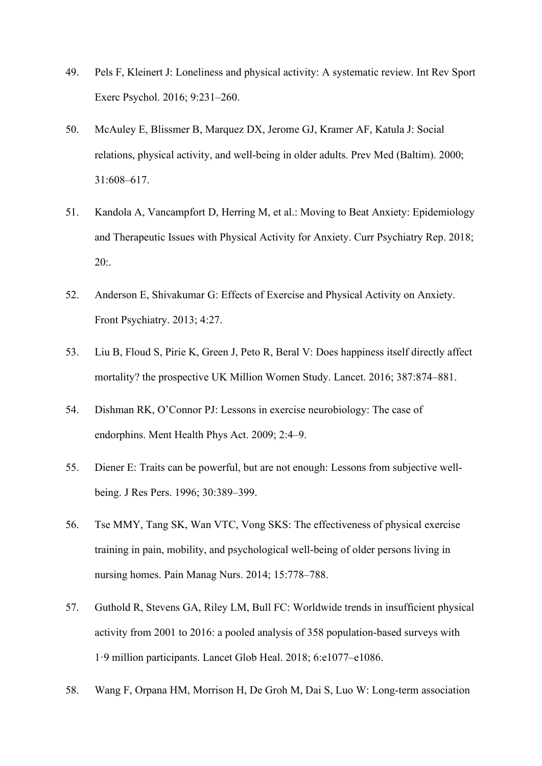49. Pels F, Kleinert J: Loneliness and physical activity: A systematic review. Int Rev Sport Exerc Psychol. 2016; 9:231–260.

50. McAuley E, Blissmer B, Marquez DX, Jerome GJ, Kramer AF, Katula J: Social relations, physical activity, and well-being in older adults. Prev Med (Baltim). 2000; 31:608–617.

51. Kandola A, Vancampfort D, Herring M, et al.: Moving to Beat Anxiety: Epidemiology and Therapeutic Issues with Physical Activity for Anxiety. Curr Psychiatry Rep. 2018; 20:.

52. Anderson E, Shivakumar G: Effects of Exercise and Physical Activity on Anxiety. Front Psychiatry. 2013; 4:27.

53. Liu B, Floud S, Pirie K, Green J, Peto R, Beral V: Does happiness itself directly affect mortality? the prospective UK Million Women Study. Lancet. 2016; 387:874–881.

54. Dishman RK, O'Connor PJ: Lessons in exercise neurobiology: The case of endorphins. Ment Health Phys Act. 2009; 2:4–9.

55. Diener E: Traits can be powerful, but are not enough: Lessons from subjective well-being. J Res Pers. 1996; 30:389–399.

56. Tse MMY, Tang SK, Wan VTC, Vong SKS: The effectiveness of physical exercise training in pain, mobility, and psychological well-being of older persons living in nursing homes. Pain Manag Nurs. 2014; 15:778–788.

57. Guthold R, Stevens GA, Riley LM, Bull FC: Worldwide trends in insufficient physical activity from 2001 to 2016: a pooled analysis of 358 population-based surveys with 1·9 million participants. Lancet Glob Heal. 2018; 6:e1077–e1086.

58. Wang F, Orpana HM, Morrison H, De Groh M, Dai S, Luo W: Long-term association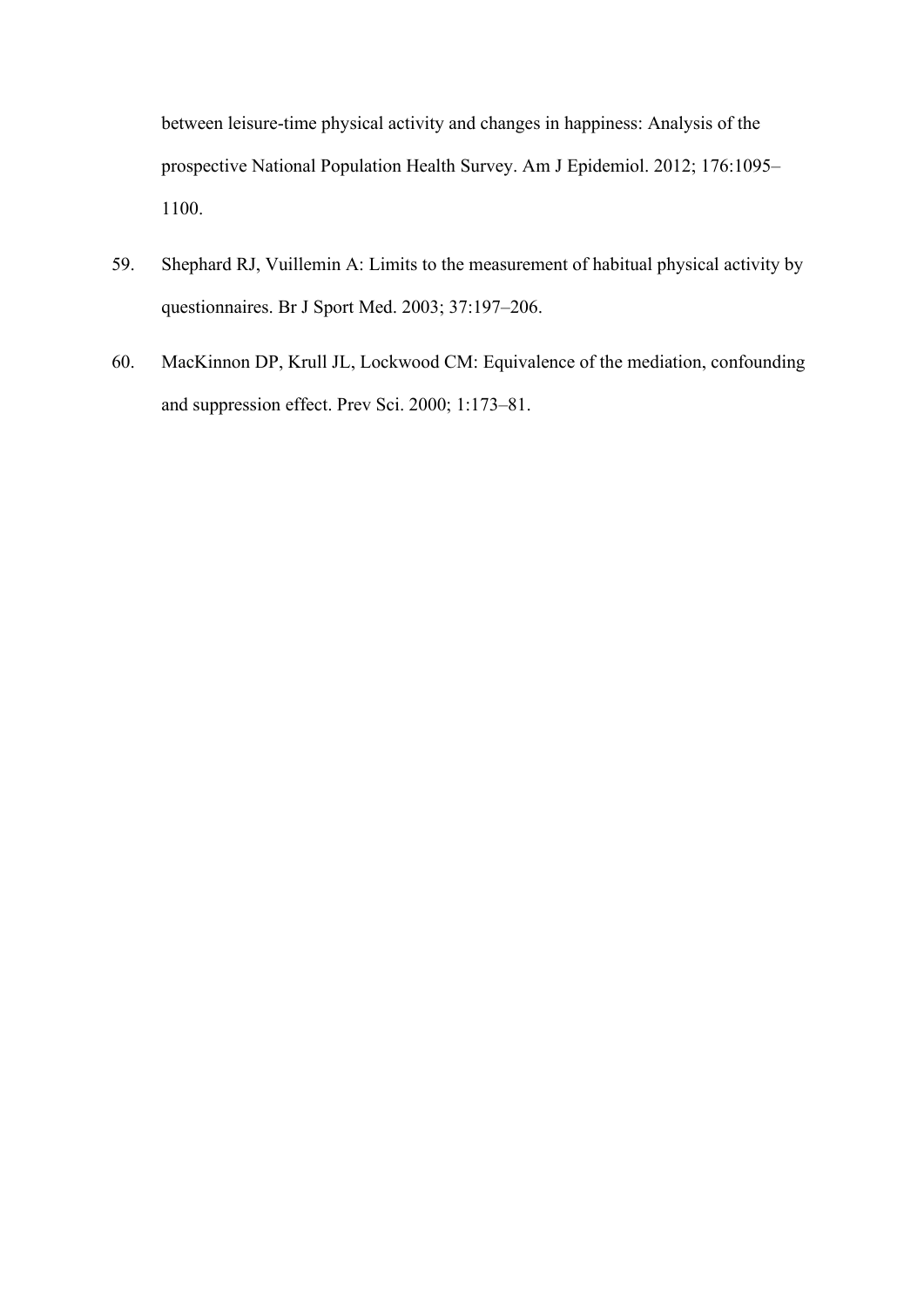between leisure-time physical activity and changes in happiness: Analysis of the prospective National Population Health Survey. Am J Epidemiol. 2012; 176:1095–1100.

59. Shephard RJ, Vuillemin A: Limits to the measurement of habitual physical activity by questionnaires. Br J Sport Med. 2003; 37:197–206.

60. MacKinnon DP, Krull JL, Lockwood CM: Equivalence of the mediation, confounding and suppression effect. Prev Sci. 2000; 1:173–81.